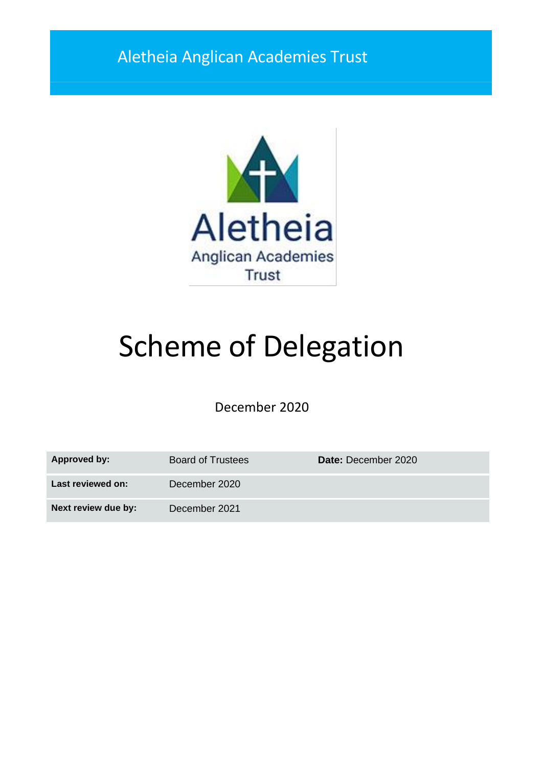Aletheia Anglican Academies Trust

Aletheia
Anglican Academies
Trust

# Scheme of Delegation

December 2020

| | | |
|---|---|---|
| **Approved by:** | Board of Trustees | **Date:** December 2020 |
| **Last reviewed on:** | December 2020 | |
| **Next review due by:** | December 2021 | |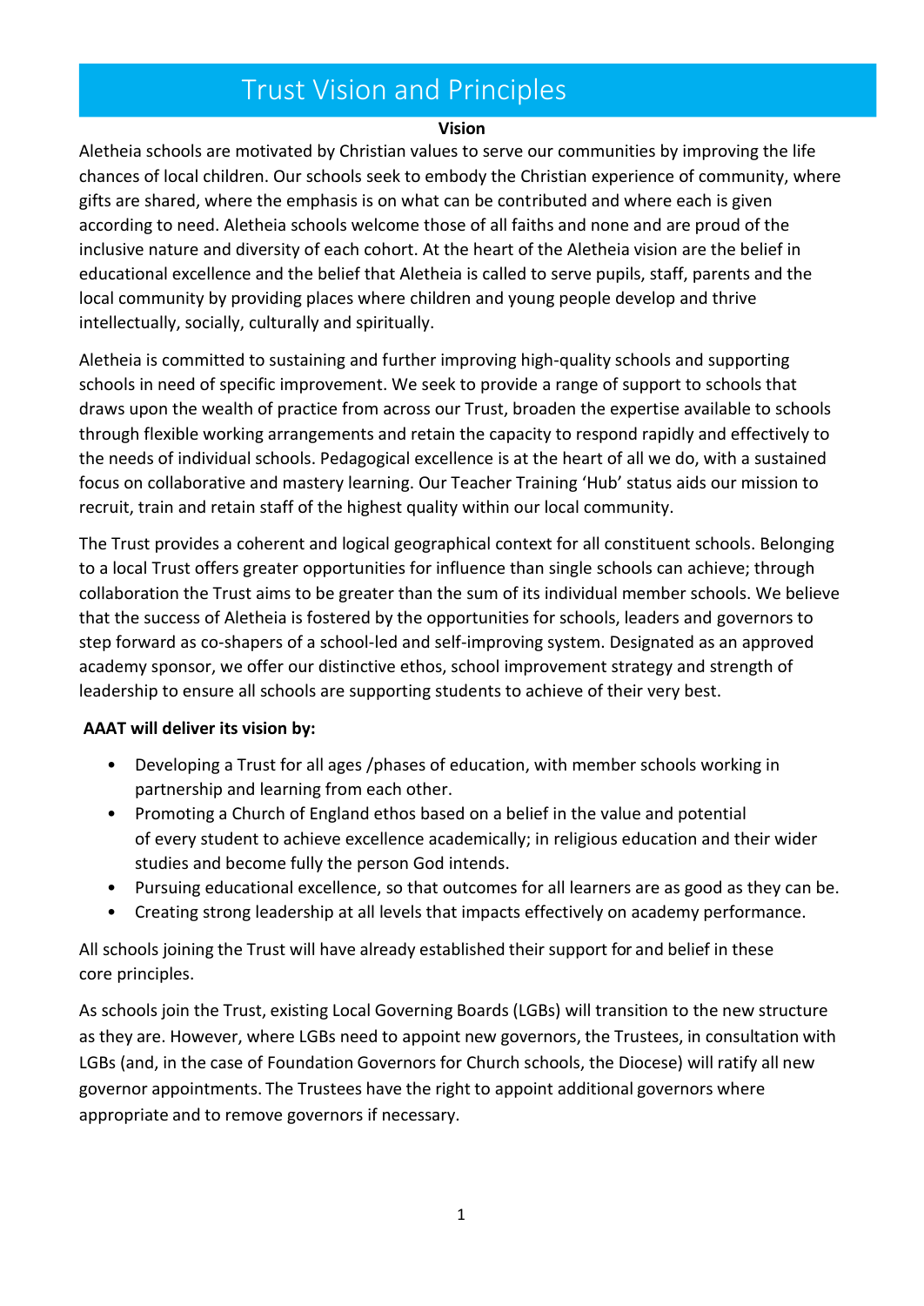# Trust Vision and Principles

**Vision**

Aletheia schools are motivated by Christian values to serve our communities by improving the life chances of local children. Our schools seek to embody the Christian experience of community, where gifts are shared, where the emphasis is on what can be contributed and where each is given according to need. Aletheia schools welcome those of all faiths and none and are proud of the inclusive nature and diversity of each cohort. At the heart of the Aletheia vision are the belief in educational excellence and the belief that Aletheia is called to serve pupils, staff, parents and the local community by providing places where children and young people develop and thrive intellectually, socially, culturally and spiritually.

Aletheia is committed to sustaining and further improving high-quality schools and supporting schools in need of specific improvement. We seek to provide a range of support to schools that draws upon the wealth of practice from across our Trust, broaden the expertise available to schools through flexible working arrangements and retain the capacity to respond rapidly and effectively to the needs of individual schools. Pedagogical excellence is at the heart of all we do, with a sustained focus on collaborative and mastery learning. Our Teacher Training 'Hub' status aids our mission to recruit, train and retain staff of the highest quality within our local community.

The Trust provides a coherent and logical geographical context for all constituent schools. Belonging to a local Trust offers greater opportunities for influence than single schools can achieve; through collaboration the Trust aims to be greater than the sum of its individual member schools. We believe that the success of Aletheia is fostered by the opportunities for schools, leaders and governors to step forward as co-shapers of a school-led and self-improving system. Designated as an approved academy sponsor, we offer our distinctive ethos, school improvement strategy and strength of leadership to ensure all schools are supporting students to achieve of their very best.

**AAAT will deliver its vision by:**

- Developing a Trust for all ages /phases of education, with member schools working in partnership and learning from each other.
- Promoting a Church of England ethos based on a belief in the value and potential of every student to achieve excellence academically; in religious education and their wider studies and become fully the person God intends.
- Pursuing educational excellence, so that outcomes for all learners are as good as they can be.
- Creating strong leadership at all levels that impacts effectively on academy performance.

All schools joining the Trust will have already established their support for and belief in these core principles.

As schools join the Trust, existing Local Governing Boards (LGBs) will transition to the new structure as they are. However, where LGBs need to appoint new governors, the Trustees, in consultation with LGBs (and, in the case of Foundation Governors for Church schools, the Diocese) will ratify all new governor appointments. The Trustees have the right to appoint additional governors where appropriate and to remove governors if necessary.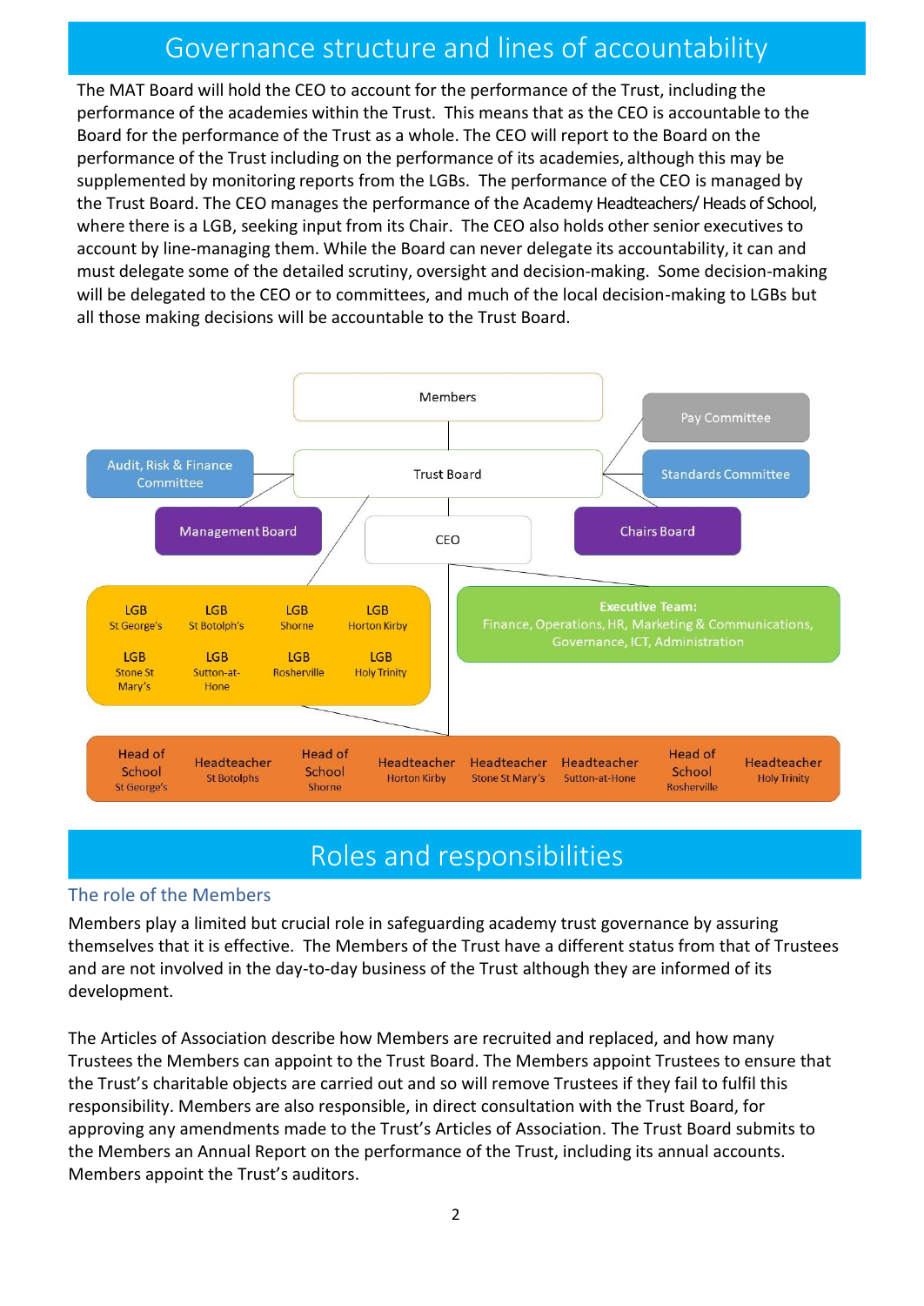# Governance structure and lines of accountability

The MAT Board will hold the CEO to account for the performance of the Trust, including the performance of the academies within the Trust. This means that as the CEO is accountable to the Board for the performance of the Trust as a whole. The CEO will report to the Board on the performance of the Trust including on the performance of its academies, although this may be supplemented by monitoring reports from the LGBs. The performance of the CEO is managed by the Trust Board. The CEO manages the performance of the Academy Headteachers/ Heads of School, where there is a LGB, seeking input from its Chair. The CEO also holds other senior executives to account by line-managing them. While the Board can never delegate its accountability, it can and must delegate some of the detailed scrutiny, oversight and decision-making. Some decision-making will be delegated to the CEO or to committees, and much of the local decision-making to LGBs but all those making decisions will be accountable to the Trust Board.

Members

Pay Committee

Audit, Risk & Finance Committee

Trust Board

Standards Committee

Management Board

CEO

Chairs Board

LGB St George's | LGB St Botolph's | LGB Shorne | LGB Horton Kirby

LGB Stone St Mary's | LGB Sutton-at-Hone | LGB Rosherville | LGB Holy Trinity

Executive Team: Finance, Operations, HR, Marketing & Communications, Governance, ICT, Administration

Head of School St George's | Headteacher St Botolphs | Head of School Shorne | Headteacher Horton Kirby | Headteacher Stone St Mary's | Headteacher Sutton-at-Hone | Head of School Rosherville | Headteacher Holy Trinity

# Roles and responsibilities

## The role of the Members

Members play a limited but crucial role in safeguarding academy trust governance by assuring themselves that it is effective. The Members of the Trust have a different status from that of Trustees and are not involved in the day-to-day business of the Trust although they are informed of its development.

The Articles of Association describe how Members are recruited and replaced, and how many Trustees the Members can appoint to the Trust Board. The Members appoint Trustees to ensure that the Trust's charitable objects are carried out and so will remove Trustees if they fail to fulfil this responsibility. Members are also responsible, in direct consultation with the Trust Board, for approving any amendments made to the Trust's Articles of Association. The Trust Board submits to the Members an Annual Report on the performance of the Trust, including its annual accounts. Members appoint the Trust's auditors.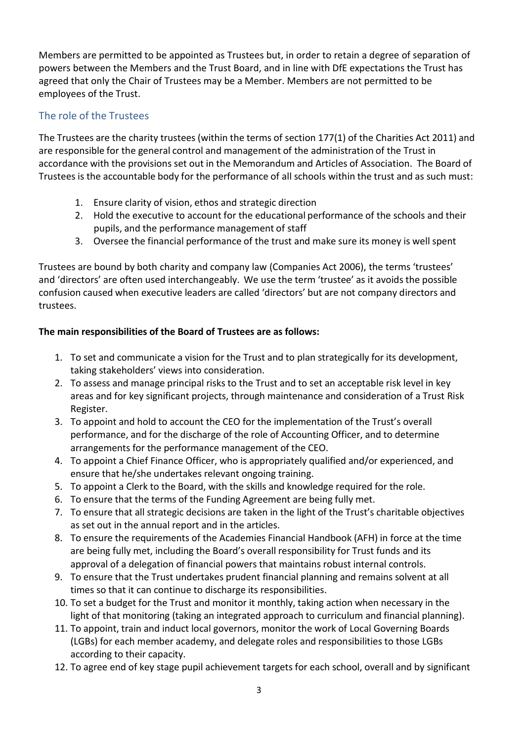Members are permitted to be appointed as Trustees but, in order to retain a degree of separation of powers between the Members and the Trust Board, and in line with DfE expectations the Trust has agreed that only the Chair of Trustees may be a Member. Members are not permitted to be employees of the Trust.

## The role of the Trustees

The Trustees are the charity trustees (within the terms of section 177(1) of the Charities Act 2011) and are responsible for the general control and management of the administration of the Trust in accordance with the provisions set out in the Memorandum and Articles of Association. The Board of Trustees is the accountable body for the performance of all schools within the trust and as such must:

1. Ensure clarity of vision, ethos and strategic direction
2. Hold the executive to account for the educational performance of the schools and their pupils, and the performance management of staff
3. Oversee the financial performance of the trust and make sure its money is well spent

Trustees are bound by both charity and company law (Companies Act 2006), the terms 'trustees' and 'directors' are often used interchangeably. We use the term 'trustee' as it avoids the possible confusion caused when executive leaders are called 'directors' but are not company directors and trustees.

**The main responsibilities of the Board of Trustees are as follows:**

1. To set and communicate a vision for the Trust and to plan strategically for its development, taking stakeholders' views into consideration.
2. To assess and manage principal risks to the Trust and to set an acceptable risk level in key areas and for key significant projects, through maintenance and consideration of a Trust Risk Register.
3. To appoint and hold to account the CEO for the implementation of the Trust's overall performance, and for the discharge of the role of Accounting Officer, and to determine arrangements for the performance management of the CEO.
4. To appoint a Chief Finance Officer, who is appropriately qualified and/or experienced, and ensure that he/she undertakes relevant ongoing training.
5. To appoint a Clerk to the Board, with the skills and knowledge required for the role.
6. To ensure that the terms of the Funding Agreement are being fully met.
7. To ensure that all strategic decisions are taken in the light of the Trust's charitable objectives as set out in the annual report and in the articles.
8. To ensure the requirements of the Academies Financial Handbook (AFH) in force at the time are being fully met, including the Board's overall responsibility for Trust funds and its approval of a delegation of financial powers that maintains robust internal controls.
9. To ensure that the Trust undertakes prudent financial planning and remains solvent at all times so that it can continue to discharge its responsibilities.
10. To set a budget for the Trust and monitor it monthly, taking action when necessary in the light of that monitoring (taking an integrated approach to curriculum and financial planning).
11. To appoint, train and induct local governors, monitor the work of Local Governing Boards (LGBs) for each member academy, and delegate roles and responsibilities to those LGBs according to their capacity.
12. To agree end of key stage pupil achievement targets for each school, overall and by significant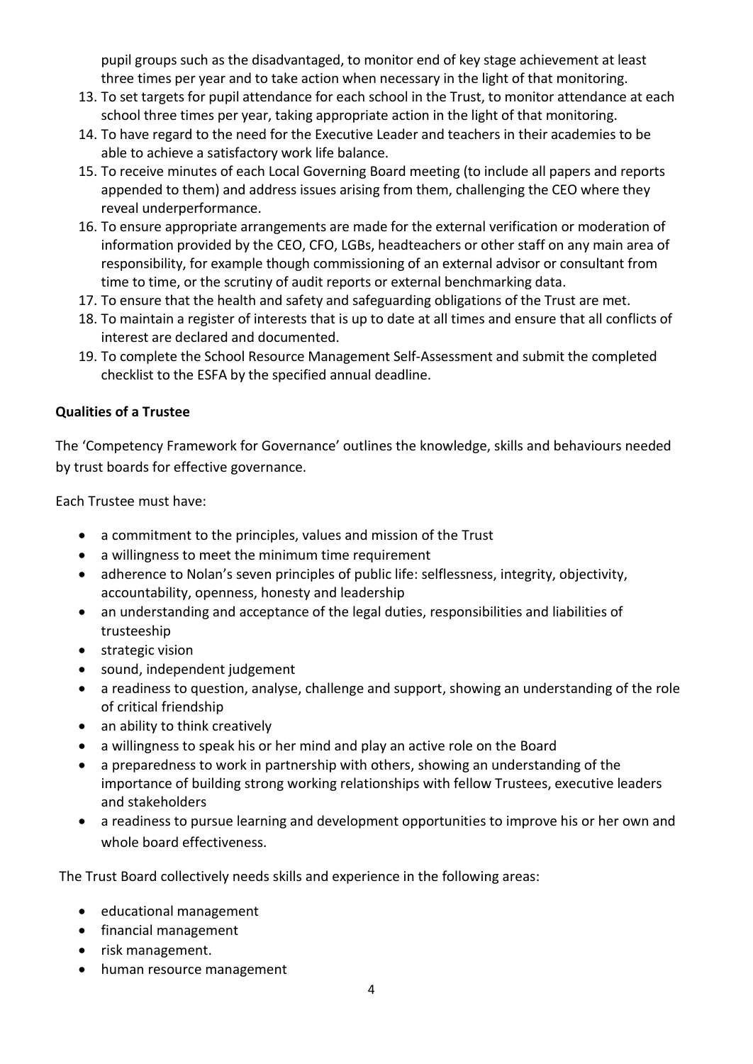pupil groups such as the disadvantaged, to monitor end of key stage achievement at least three times per year and to take action when necessary in the light of that monitoring.

13. To set targets for pupil attendance for each school in the Trust, to monitor attendance at each school three times per year, taking appropriate action in the light of that monitoring.
14. To have regard to the need for the Executive Leader and teachers in their academies to be able to achieve a satisfactory work life balance.
15. To receive minutes of each Local Governing Board meeting (to include all papers and reports appended to them) and address issues arising from them, challenging the CEO where they reveal underperformance.
16. To ensure appropriate arrangements are made for the external verification or moderation of information provided by the CEO, CFO, LGBs, headteachers or other staff on any main area of responsibility, for example though commissioning of an external advisor or consultant from time to time, or the scrutiny of audit reports or external benchmarking data.
17. To ensure that the health and safety and safeguarding obligations of the Trust are met.
18. To maintain a register of interests that is up to date at all times and ensure that all conflicts of interest are declared and documented.
19. To complete the School Resource Management Self-Assessment and submit the completed checklist to the ESFA by the specified annual deadline.

**Qualities of a Trustee**

The 'Competency Framework for Governance' outlines the knowledge, skills and behaviours needed by trust boards for effective governance.

Each Trustee must have:

- a commitment to the principles, values and mission of the Trust
- a willingness to meet the minimum time requirement
- adherence to Nolan's seven principles of public life: selflessness, integrity, objectivity, accountability, openness, honesty and leadership
- an understanding and acceptance of the legal duties, responsibilities and liabilities of trusteeship
- strategic vision
- sound, independent judgement
- a readiness to question, analyse, challenge and support, showing an understanding of the role of critical friendship
- an ability to think creatively
- a willingness to speak his or her mind and play an active role on the Board
- a preparedness to work in partnership with others, showing an understanding of the importance of building strong working relationships with fellow Trustees, executive leaders and stakeholders
- a readiness to pursue learning and development opportunities to improve his or her own and whole board effectiveness.

The Trust Board collectively needs skills and experience in the following areas:

- educational management
- financial management
- risk management.
- human resource management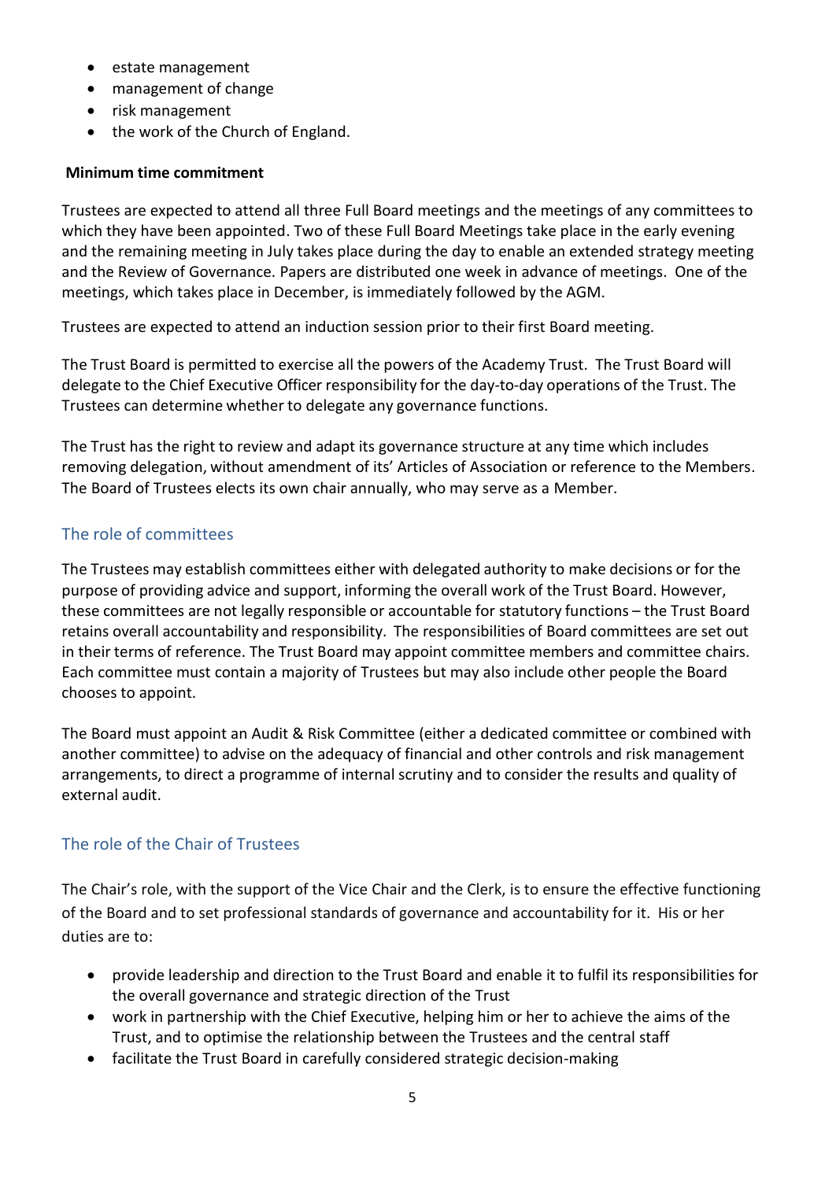- estate management
- management of change
- risk management
- the work of the Church of England.

**Minimum time commitment**

Trustees are expected to attend all three Full Board meetings and the meetings of any committees to which they have been appointed. Two of these Full Board Meetings take place in the early evening and the remaining meeting in July takes place during the day to enable an extended strategy meeting and the Review of Governance. Papers are distributed one week in advance of meetings. One of the meetings, which takes place in December, is immediately followed by the AGM.

Trustees are expected to attend an induction session prior to their first Board meeting.

The Trust Board is permitted to exercise all the powers of the Academy Trust. The Trust Board will delegate to the Chief Executive Officer responsibility for the day-to-day operations of the Trust. The Trustees can determine whether to delegate any governance functions.

The Trust has the right to review and adapt its governance structure at any time which includes removing delegation, without amendment of its' Articles of Association or reference to the Members. The Board of Trustees elects its own chair annually, who may serve as a Member.

## The role of committees

The Trustees may establish committees either with delegated authority to make decisions or for the purpose of providing advice and support, informing the overall work of the Trust Board. However, these committees are not legally responsible or accountable for statutory functions – the Trust Board retains overall accountability and responsibility. The responsibilities of Board committees are set out in their terms of reference. The Trust Board may appoint committee members and committee chairs. Each committee must contain a majority of Trustees but may also include other people the Board chooses to appoint.

The Board must appoint an Audit & Risk Committee (either a dedicated committee or combined with another committee) to advise on the adequacy of financial and other controls and risk management arrangements, to direct a programme of internal scrutiny and to consider the results and quality of external audit.

## The role of the Chair of Trustees

The Chair's role, with the support of the Vice Chair and the Clerk, is to ensure the effective functioning of the Board and to set professional standards of governance and accountability for it. His or her duties are to:

- provide leadership and direction to the Trust Board and enable it to fulfil its responsibilities for the overall governance and strategic direction of the Trust
- work in partnership with the Chief Executive, helping him or her to achieve the aims of the Trust, and to optimise the relationship between the Trustees and the central staff
- facilitate the Trust Board in carefully considered strategic decision-making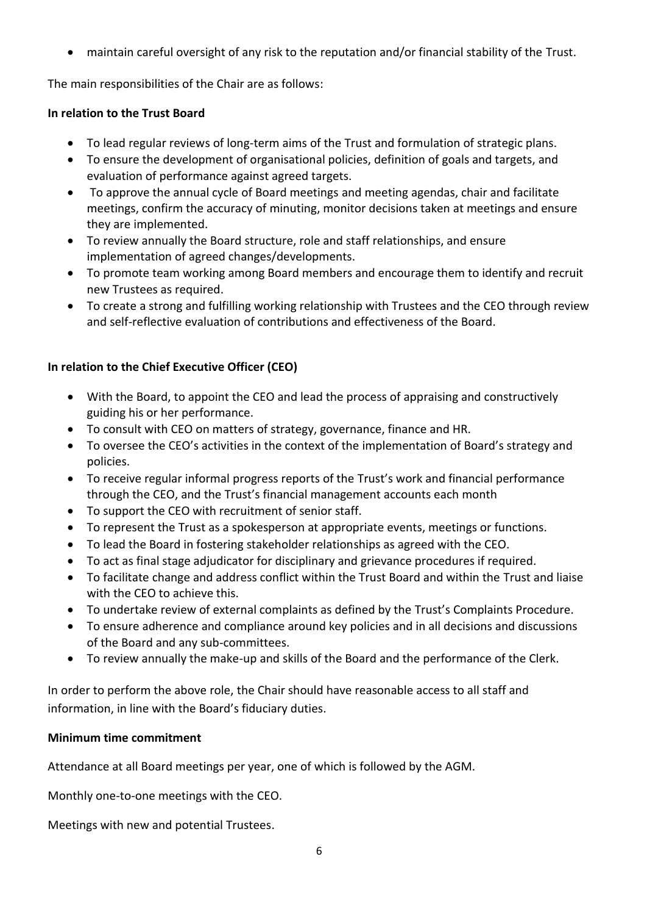- maintain careful oversight of any risk to the reputation and/or financial stability of the Trust.

The main responsibilities of the Chair are as follows:

**In relation to the Trust Board**

- To lead regular reviews of long-term aims of the Trust and formulation of strategic plans.
- To ensure the development of organisational policies, definition of goals and targets, and evaluation of performance against agreed targets.
- To approve the annual cycle of Board meetings and meeting agendas, chair and facilitate meetings, confirm the accuracy of minuting, monitor decisions taken at meetings and ensure they are implemented.
- To review annually the Board structure, role and staff relationships, and ensure implementation of agreed changes/developments.
- To promote team working among Board members and encourage them to identify and recruit new Trustees as required.
- To create a strong and fulfilling working relationship with Trustees and the CEO through review and self-reflective evaluation of contributions and effectiveness of the Board.

**In relation to the Chief Executive Officer (CEO)**

- With the Board, to appoint the CEO and lead the process of appraising and constructively guiding his or her performance.
- To consult with CEO on matters of strategy, governance, finance and HR.
- To oversee the CEO's activities in the context of the implementation of Board's strategy and policies.
- To receive regular informal progress reports of the Trust's work and financial performance through the CEO, and the Trust's financial management accounts each month
- To support the CEO with recruitment of senior staff.
- To represent the Trust as a spokesperson at appropriate events, meetings or functions.
- To lead the Board in fostering stakeholder relationships as agreed with the CEO.
- To act as final stage adjudicator for disciplinary and grievance procedures if required.
- To facilitate change and address conflict within the Trust Board and within the Trust and liaise with the CEO to achieve this.
- To undertake review of external complaints as defined by the Trust's Complaints Procedure.
- To ensure adherence and compliance around key policies and in all decisions and discussions of the Board and any sub-committees.
- To review annually the make-up and skills of the Board and the performance of the Clerk.

In order to perform the above role, the Chair should have reasonable access to all staff and information, in line with the Board's fiduciary duties.

**Minimum time commitment**

Attendance at all Board meetings per year, one of which is followed by the AGM.

Monthly one-to-one meetings with the CEO.

Meetings with new and potential Trustees.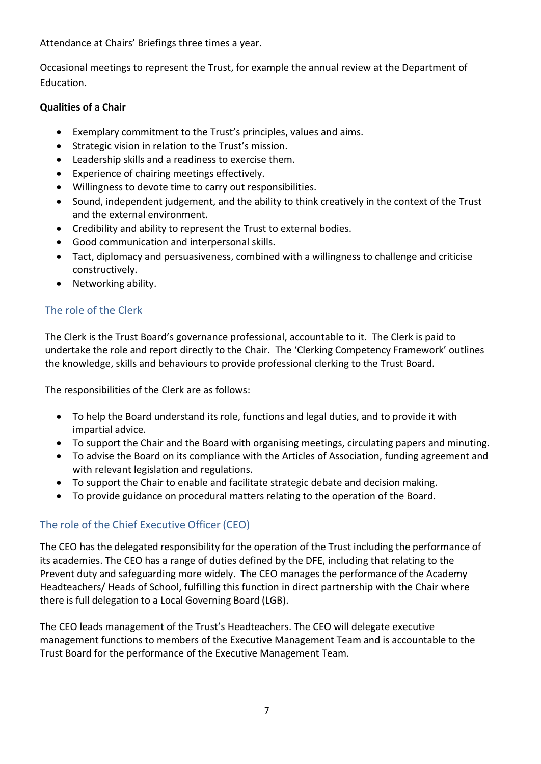Attendance at Chairs' Briefings three times a year.

Occasional meetings to represent the Trust, for example the annual review at the Department of Education.

**Qualities of a Chair**

- Exemplary commitment to the Trust's principles, values and aims.
- Strategic vision in relation to the Trust's mission.
- Leadership skills and a readiness to exercise them.
- Experience of chairing meetings effectively.
- Willingness to devote time to carry out responsibilities.
- Sound, independent judgement, and the ability to think creatively in the context of the Trust and the external environment.
- Credibility and ability to represent the Trust to external bodies.
- Good communication and interpersonal skills.
- Tact, diplomacy and persuasiveness, combined with a willingness to challenge and criticise constructively.
- Networking ability.

## The role of the Clerk

The Clerk is the Trust Board's governance professional, accountable to it. The Clerk is paid to undertake the role and report directly to the Chair. The 'Clerking Competency Framework' outlines the knowledge, skills and behaviours to provide professional clerking to the Trust Board.

The responsibilities of the Clerk are as follows:

- To help the Board understand its role, functions and legal duties, and to provide it with impartial advice.
- To support the Chair and the Board with organising meetings, circulating papers and minuting.
- To advise the Board on its compliance with the Articles of Association, funding agreement and with relevant legislation and regulations.
- To support the Chair to enable and facilitate strategic debate and decision making.
- To provide guidance on procedural matters relating to the operation of the Board.

## The role of the Chief Executive Officer (CEO)

The CEO has the delegated responsibility for the operation of the Trust including the performance of its academies. The CEO has a range of duties defined by the DFE, including that relating to the Prevent duty and safeguarding more widely. The CEO manages the performance of the Academy Headteachers/ Heads of School, fulfilling this function in direct partnership with the Chair where there is full delegation to a Local Governing Board (LGB).

The CEO leads management of the Trust's Headteachers. The CEO will delegate executive management functions to members of the Executive Management Team and is accountable to the Trust Board for the performance of the Executive Management Team.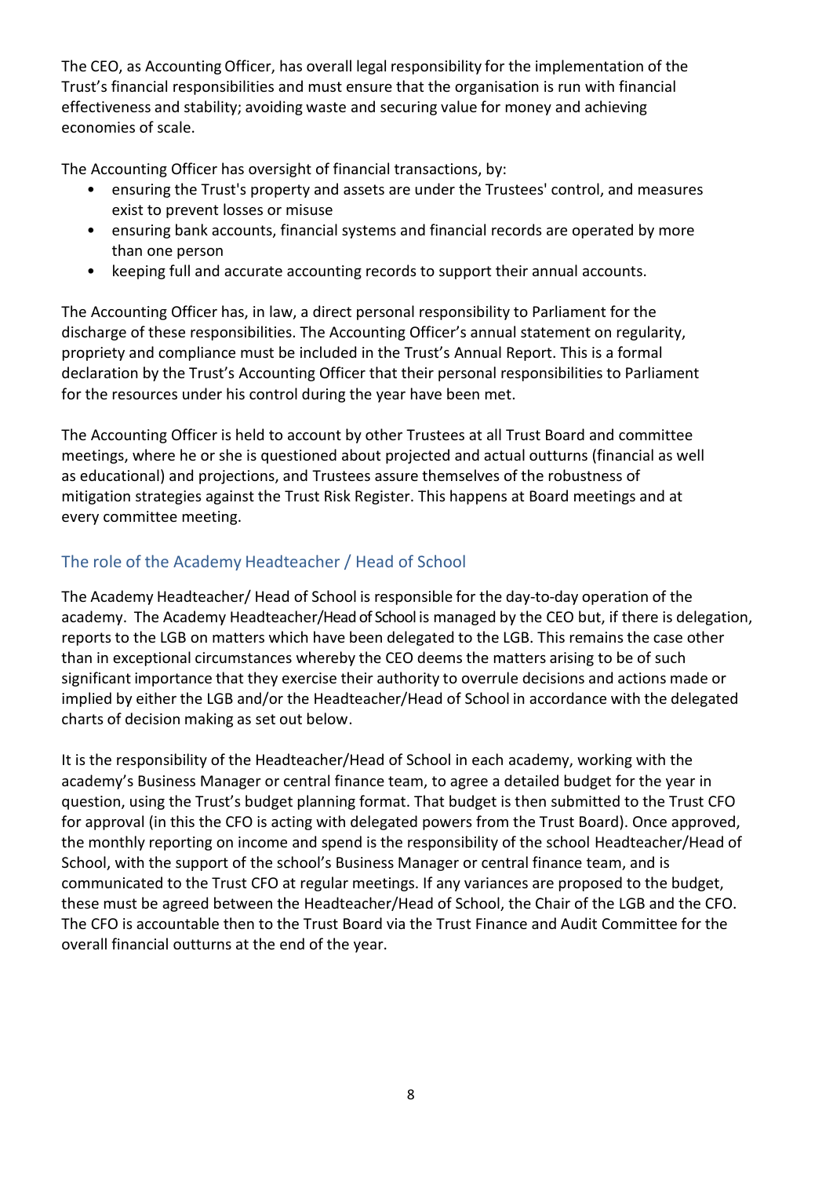The CEO, as Accounting Officer, has overall legal responsibility for the implementation of the Trust's financial responsibilities and must ensure that the organisation is run with financial effectiveness and stability; avoiding waste and securing value for money and achieving economies of scale.

The Accounting Officer has oversight of financial transactions, by:

- ensuring the Trust's property and assets are under the Trustees' control, and measures exist to prevent losses or misuse
- ensuring bank accounts, financial systems and financial records are operated by more than one person
- keeping full and accurate accounting records to support their annual accounts.

The Accounting Officer has, in law, a direct personal responsibility to Parliament for the discharge of these responsibilities. The Accounting Officer's annual statement on regularity, propriety and compliance must be included in the Trust's Annual Report. This is a formal declaration by the Trust's Accounting Officer that their personal responsibilities to Parliament for the resources under his control during the year have been met.

The Accounting Officer is held to account by other Trustees at all Trust Board and committee meetings, where he or she is questioned about projected and actual outturns (financial as well as educational) and projections, and Trustees assure themselves of the robustness of mitigation strategies against the Trust Risk Register. This happens at Board meetings and at every committee meeting.

## The role of the Academy Headteacher / Head of School

The Academy Headteacher/ Head of School is responsible for the day-to-day operation of the academy. The Academy Headteacher/Head of School is managed by the CEO but, if there is delegation, reports to the LGB on matters which have been delegated to the LGB. This remains the case other than in exceptional circumstances whereby the CEO deems the matters arising to be of such significant importance that they exercise their authority to overrule decisions and actions made or implied by either the LGB and/or the Headteacher/Head of School in accordance with the delegated charts of decision making as set out below.

It is the responsibility of the Headteacher/Head of School in each academy, working with the academy's Business Manager or central finance team, to agree a detailed budget for the year in question, using the Trust's budget planning format. That budget is then submitted to the Trust CFO for approval (in this the CFO is acting with delegated powers from the Trust Board). Once approved, the monthly reporting on income and spend is the responsibility of the school Headteacher/Head of School, with the support of the school's Business Manager or central finance team, and is communicated to the Trust CFO at regular meetings. If any variances are proposed to the budget, these must be agreed between the Headteacher/Head of School, the Chair of the LGB and the CFO. The CFO is accountable then to the Trust Board via the Trust Finance and Audit Committee for the overall financial outturns at the end of the year.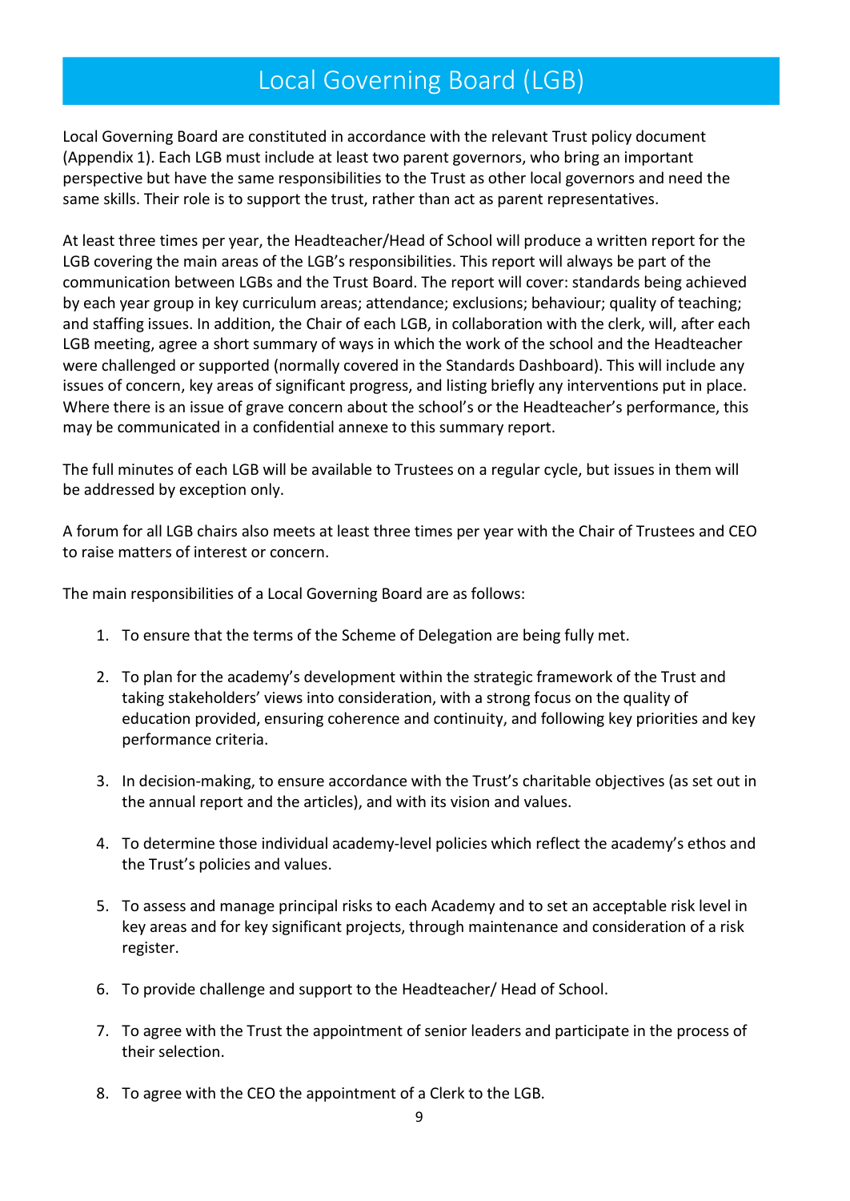# Local Governing Board (LGB)

Local Governing Board are constituted in accordance with the relevant Trust policy document (Appendix 1). Each LGB must include at least two parent governors, who bring an important perspective but have the same responsibilities to the Trust as other local governors and need the same skills. Their role is to support the trust, rather than act as parent representatives.

At least three times per year, the Headteacher/Head of School will produce a written report for the LGB covering the main areas of the LGB's responsibilities. This report will always be part of the communication between LGBs and the Trust Board. The report will cover: standards being achieved by each year group in key curriculum areas; attendance; exclusions; behaviour; quality of teaching; and staffing issues. In addition, the Chair of each LGB, in collaboration with the clerk, will, after each LGB meeting, agree a short summary of ways in which the work of the school and the Headteacher were challenged or supported (normally covered in the Standards Dashboard). This will include any issues of concern, key areas of significant progress, and listing briefly any interventions put in place. Where there is an issue of grave concern about the school's or the Headteacher's performance, this may be communicated in a confidential annexe to this summary report.

The full minutes of each LGB will be available to Trustees on a regular cycle, but issues in them will be addressed by exception only.

A forum for all LGB chairs also meets at least three times per year with the Chair of Trustees and CEO to raise matters of interest or concern.

The main responsibilities of a Local Governing Board are as follows:

1. To ensure that the terms of the Scheme of Delegation are being fully met.

2. To plan for the academy's development within the strategic framework of the Trust and taking stakeholders' views into consideration, with a strong focus on the quality of education provided, ensuring coherence and continuity, and following key priorities and key performance criteria.

3. In decision-making, to ensure accordance with the Trust's charitable objectives (as set out in the annual report and the articles), and with its vision and values.

4. To determine those individual academy-level policies which reflect the academy's ethos and the Trust's policies and values.

5. To assess and manage principal risks to each Academy and to set an acceptable risk level in key areas and for key significant projects, through maintenance and consideration of a risk register.

6. To provide challenge and support to the Headteacher/ Head of School.

7. To agree with the Trust the appointment of senior leaders and participate in the process of their selection.

8. To agree with the CEO the appointment of a Clerk to the LGB.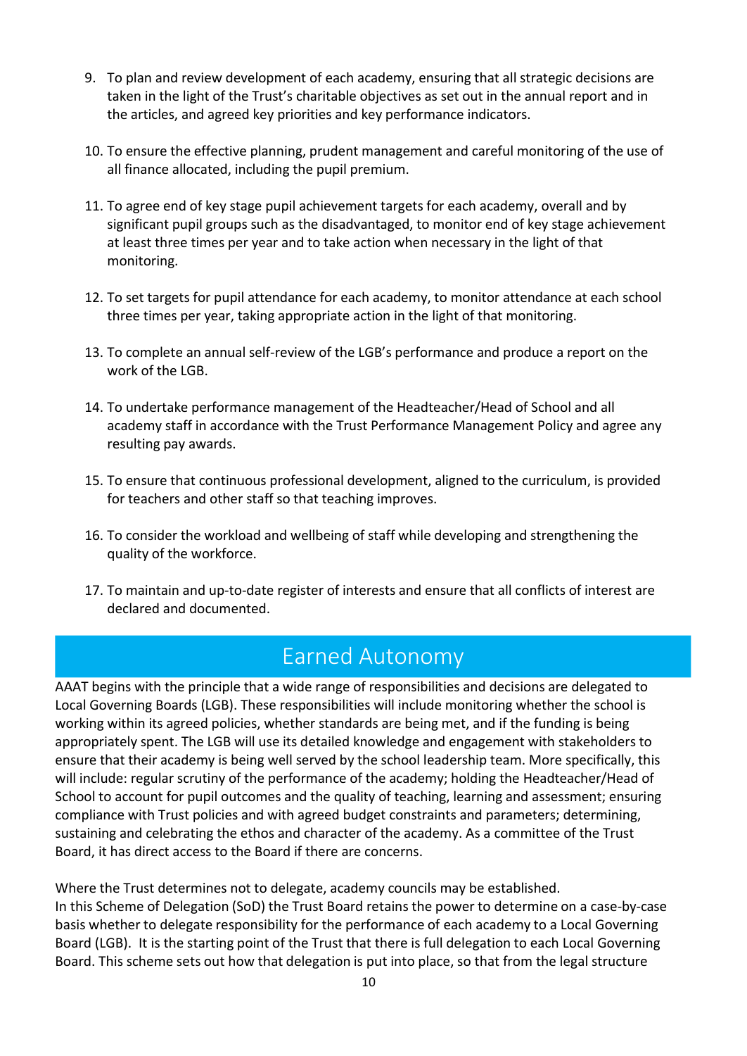9. To plan and review development of each academy, ensuring that all strategic decisions are taken in the light of the Trust's charitable objectives as set out in the annual report and in the articles, and agreed key priorities and key performance indicators.

10. To ensure the effective planning, prudent management and careful monitoring of the use of all finance allocated, including the pupil premium.

11. To agree end of key stage pupil achievement targets for each academy, overall and by significant pupil groups such as the disadvantaged, to monitor end of key stage achievement at least three times per year and to take action when necessary in the light of that monitoring.

12. To set targets for pupil attendance for each academy, to monitor attendance at each school three times per year, taking appropriate action in the light of that monitoring.

13. To complete an annual self-review of the LGB's performance and produce a report on the work of the LGB.

14. To undertake performance management of the Headteacher/Head of School and all academy staff in accordance with the Trust Performance Management Policy and agree any resulting pay awards.

15. To ensure that continuous professional development, aligned to the curriculum, is provided for teachers and other staff so that teaching improves.

16. To consider the workload and wellbeing of staff while developing and strengthening the quality of the workforce.

17. To maintain and up-to-date register of interests and ensure that all conflicts of interest are declared and documented.

## Earned Autonomy

AAAT begins with the principle that a wide range of responsibilities and decisions are delegated to Local Governing Boards (LGB). These responsibilities will include monitoring whether the school is working within its agreed policies, whether standards are being met, and if the funding is being appropriately spent. The LGB will use its detailed knowledge and engagement with stakeholders to ensure that their academy is being well served by the school leadership team. More specifically, this will include: regular scrutiny of the performance of the academy; holding the Headteacher/Head of School to account for pupil outcomes and the quality of teaching, learning and assessment; ensuring compliance with Trust policies and with agreed budget constraints and parameters; determining, sustaining and celebrating the ethos and character of the academy. As a committee of the Trust Board, it has direct access to the Board if there are concerns.

Where the Trust determines not to delegate, academy councils may be established.
In this Scheme of Delegation (SoD) the Trust Board retains the power to determine on a case-by-case basis whether to delegate responsibility for the performance of each academy to a Local Governing Board (LGB). It is the starting point of the Trust that there is full delegation to each Local Governing Board. This scheme sets out how that delegation is put into place, so that from the legal structure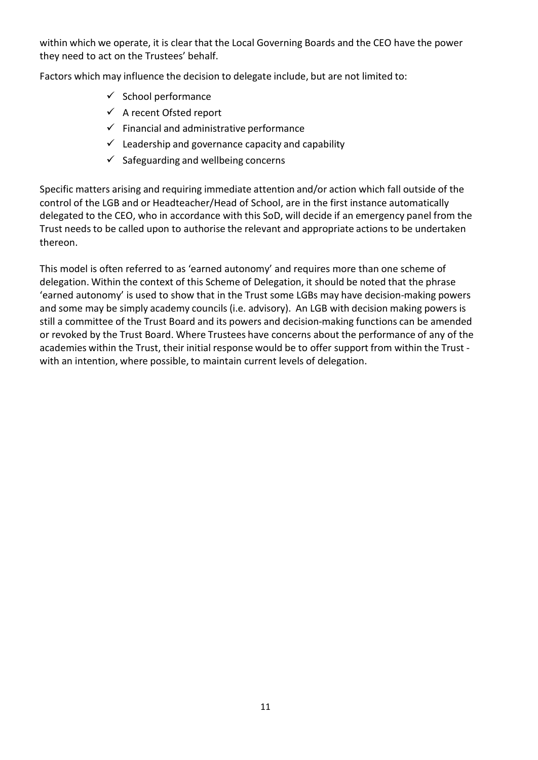within which we operate, it is clear that the Local Governing Boards and the CEO have the power they need to act on the Trustees' behalf.

Factors which may influence the decision to delegate include, but are not limited to:

- ✓ School performance
- ✓ A recent Ofsted report
- ✓ Financial and administrative performance
- ✓ Leadership and governance capacity and capability
- ✓ Safeguarding and wellbeing concerns

Specific matters arising and requiring immediate attention and/or action which fall outside of the control of the LGB and or Headteacher/Head of School, are in the first instance automatically delegated to the CEO, who in accordance with this SoD, will decide if an emergency panel from the Trust needs to be called upon to authorise the relevant and appropriate actions to be undertaken thereon.

This model is often referred to as 'earned autonomy' and requires more than one scheme of delegation. Within the context of this Scheme of Delegation, it should be noted that the phrase 'earned autonomy' is used to show that in the Trust some LGBs may have decision-making powers and some may be simply academy councils (i.e. advisory). An LGB with decision making powers is still a committee of the Trust Board and its powers and decision-making functions can be amended or revoked by the Trust Board. Where Trustees have concerns about the performance of any of the academies within the Trust, their initial response would be to offer support from within the Trust - with an intention, where possible, to maintain current levels of delegation.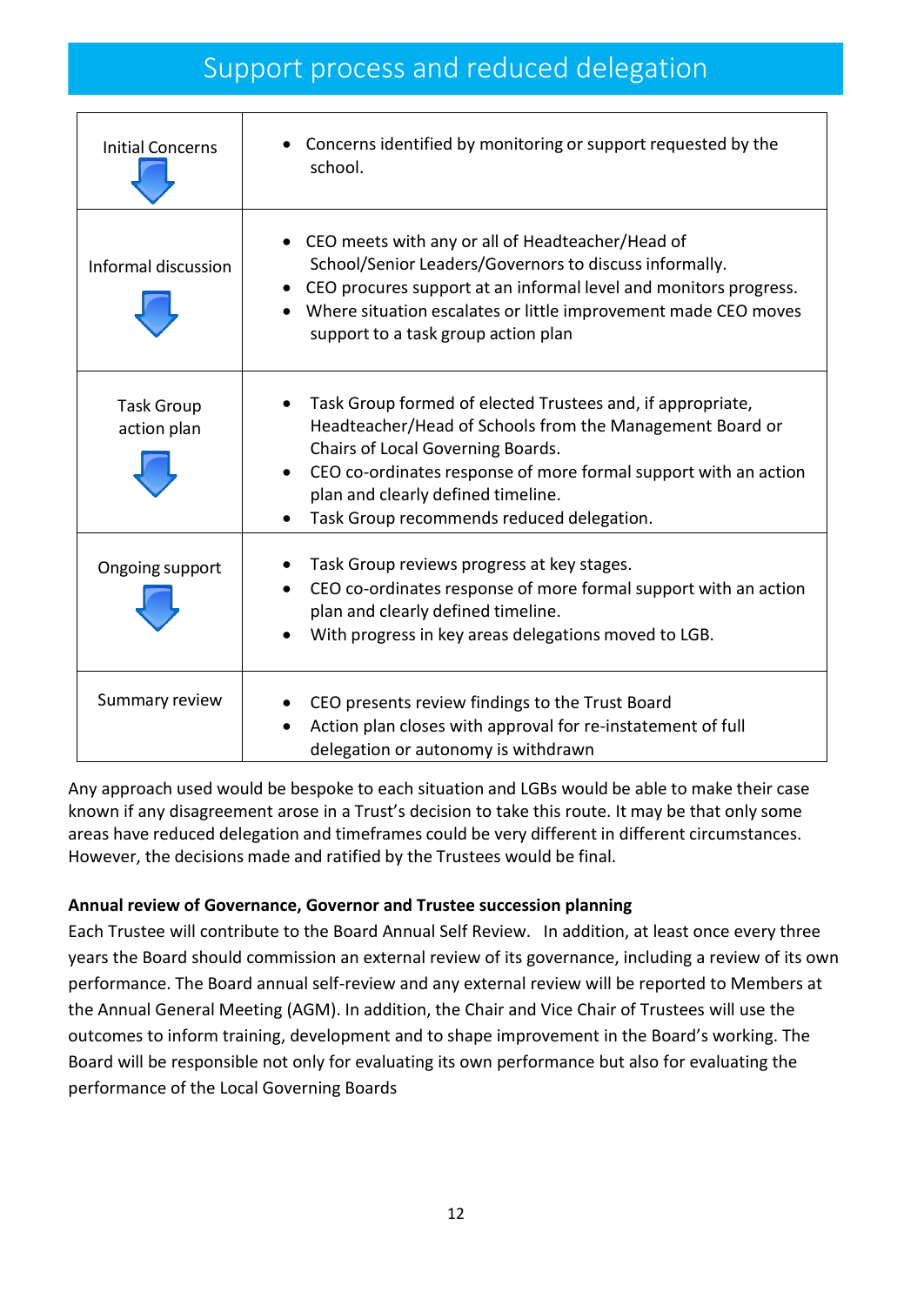## Support process and reduced delegation

| | |
|---|---|
| Initial Concerns | • Concerns identified by monitoring or support requested by the school. |
| Informal discussion | • CEO meets with any or all of Headteacher/Head of School/Senior Leaders/Governors to discuss informally.<br>• CEO procures support at an informal level and monitors progress.<br>• Where situation escalates or little improvement made CEO moves support to a task group action plan |
| Task Group action plan | • Task Group formed of elected Trustees and, if appropriate, Headteacher/Head of Schools from the Management Board or Chairs of Local Governing Boards.<br>• CEO co-ordinates response of more formal support with an action plan and clearly defined timeline.<br>• Task Group recommends reduced delegation. |
| Ongoing support | • Task Group reviews progress at key stages.<br>• CEO co-ordinates response of more formal support with an action plan and clearly defined timeline.<br>• With progress in key areas delegations moved to LGB. |
| Summary review | • CEO presents review findings to the Trust Board<br>• Action plan closes with approval for re-instatement of full delegation or autonomy is withdrawn |

Any approach used would be bespoke to each situation and LGBs would be able to make their case known if any disagreement arose in a Trust's decision to take this route. It may be that only some areas have reduced delegation and timeframes could be very different in different circumstances. However, the decisions made and ratified by the Trustees would be final.

**Annual review of Governance, Governor and Trustee succession planning**

Each Trustee will contribute to the Board Annual Self Review. In addition, at least once every three years the Board should commission an external review of its governance, including a review of its own performance. The Board annual self-review and any external review will be reported to Members at the Annual General Meeting (AGM). In addition, the Chair and Vice Chair of Trustees will use the outcomes to inform training, development and to shape improvement in the Board's working. The Board will be responsible not only for evaluating its own performance but also for evaluating the performance of the Local Governing Boards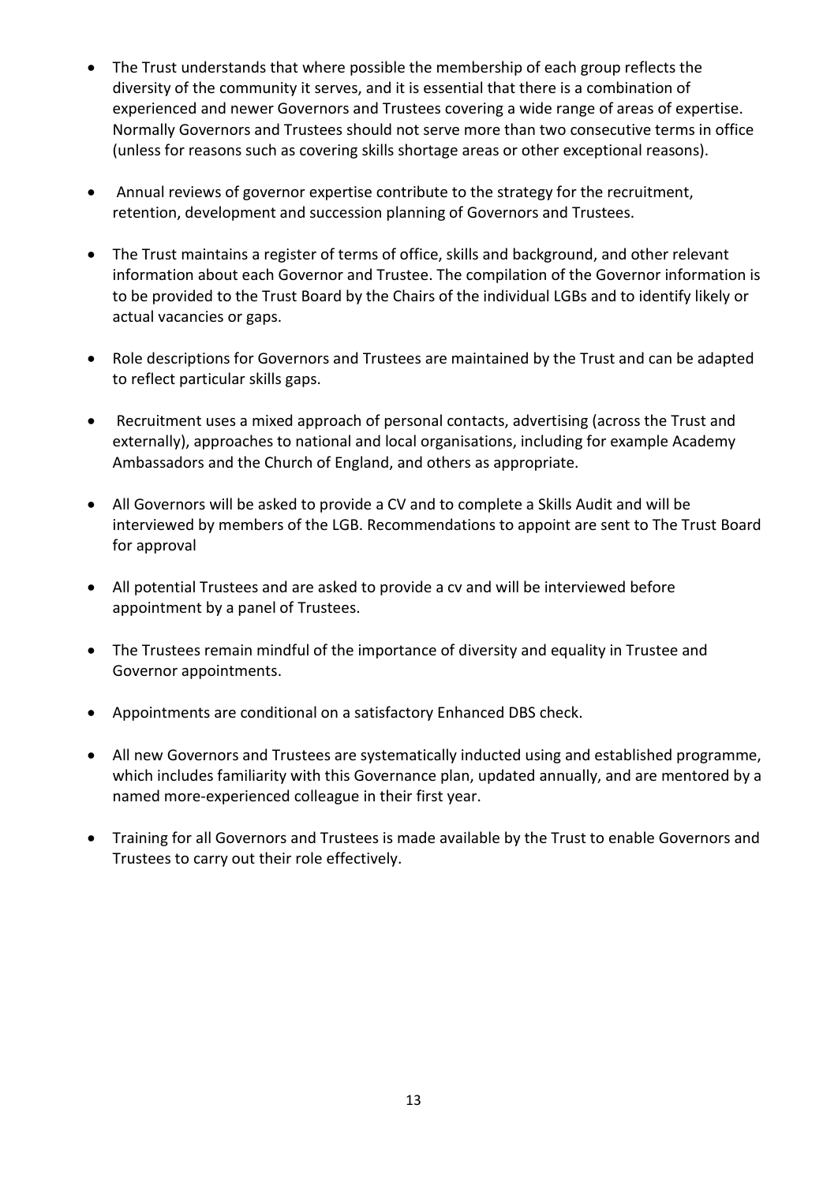- The Trust understands that where possible the membership of each group reflects the diversity of the community it serves, and it is essential that there is a combination of experienced and newer Governors and Trustees covering a wide range of areas of expertise. Normally Governors and Trustees should not serve more than two consecutive terms in office (unless for reasons such as covering skills shortage areas or other exceptional reasons).

- Annual reviews of governor expertise contribute to the strategy for the recruitment, retention, development and succession planning of Governors and Trustees.

- The Trust maintains a register of terms of office, skills and background, and other relevant information about each Governor and Trustee. The compilation of the Governor information is to be provided to the Trust Board by the Chairs of the individual LGBs and to identify likely or actual vacancies or gaps.

- Role descriptions for Governors and Trustees are maintained by the Trust and can be adapted to reflect particular skills gaps.

- Recruitment uses a mixed approach of personal contacts, advertising (across the Trust and externally), approaches to national and local organisations, including for example Academy Ambassadors and the Church of England, and others as appropriate.

- All Governors will be asked to provide a CV and to complete a Skills Audit and will be interviewed by members of the LGB. Recommendations to appoint are sent to The Trust Board for approval

- All potential Trustees and are asked to provide a cv and will be interviewed before appointment by a panel of Trustees.

- The Trustees remain mindful of the importance of diversity and equality in Trustee and Governor appointments.

- Appointments are conditional on a satisfactory Enhanced DBS check.

- All new Governors and Trustees are systematically inducted using and established programme, which includes familiarity with this Governance plan, updated annually, and are mentored by a named more-experienced colleague in their first year.

- Training for all Governors and Trustees is made available by the Trust to enable Governors and Trustees to carry out their role effectively.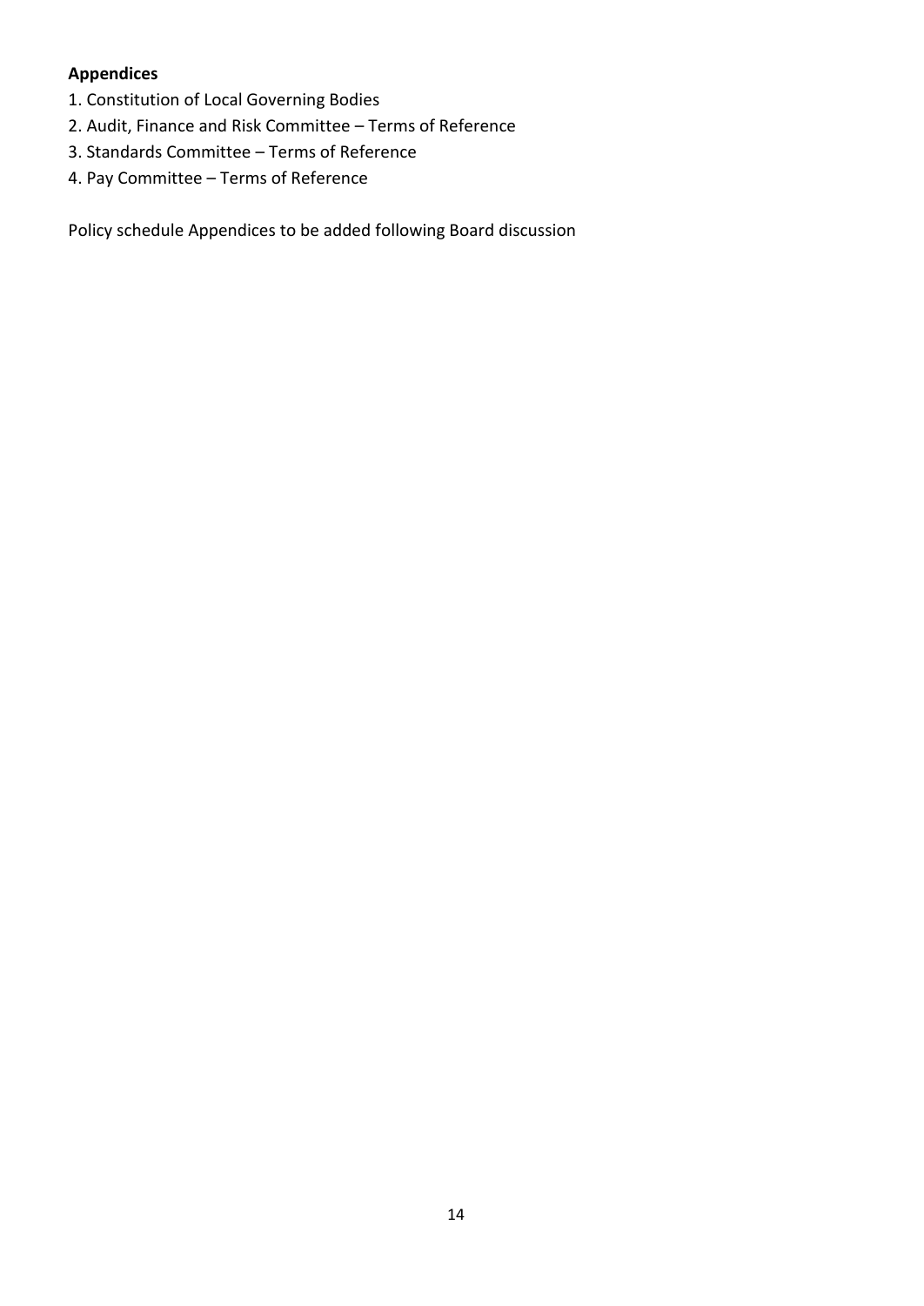**Appendices**

1. Constitution of Local Governing Bodies
2. Audit, Finance and Risk Committee – Terms of Reference
3. Standards Committee – Terms of Reference
4. Pay Committee – Terms of Reference

Policy schedule Appendices to be added following Board discussion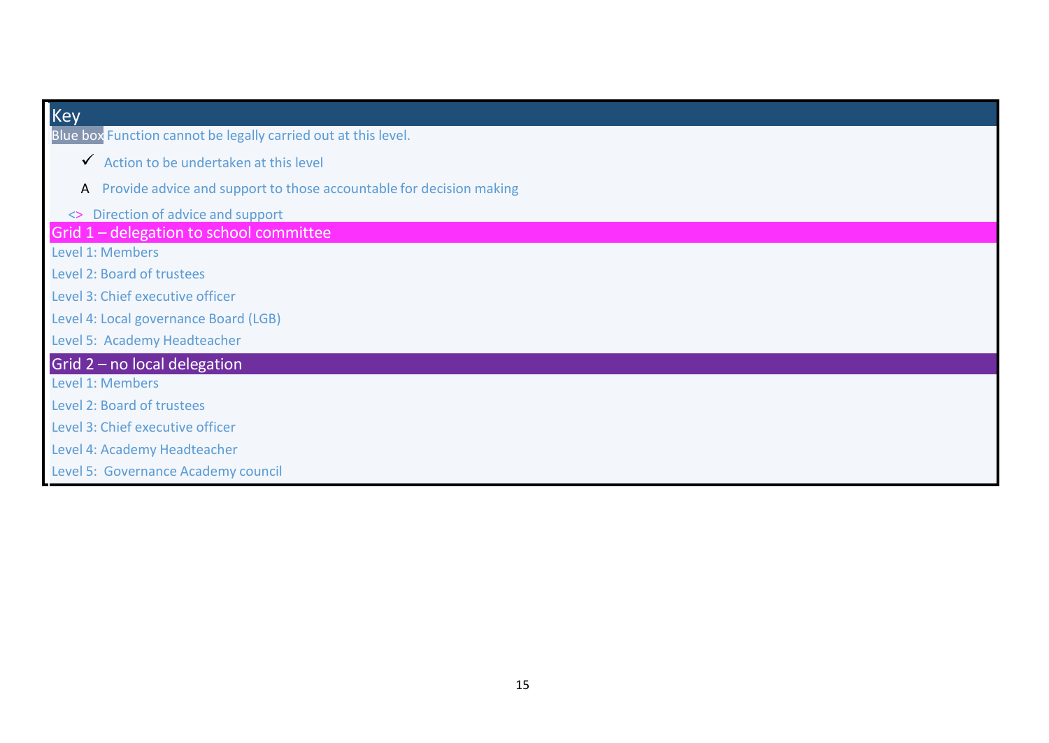## Key

Blue box Function cannot be legally carried out at this level.

✓ Action to be undertaken at this level

A Provide advice and support to those accountable for decision making

<> Direction of advice and support

## Grid 1 – delegation to school committee

Level 1: Members

Level 2: Board of trustees

Level 3: Chief executive officer

Level 4: Local governance Board (LGB)

Level 5: Academy Headteacher

## Grid 2 – no local delegation

Level 1: Members

Level 2: Board of trustees

Level 3: Chief executive officer

Level 4: Academy Headteacher

Level 5: Governance Academy council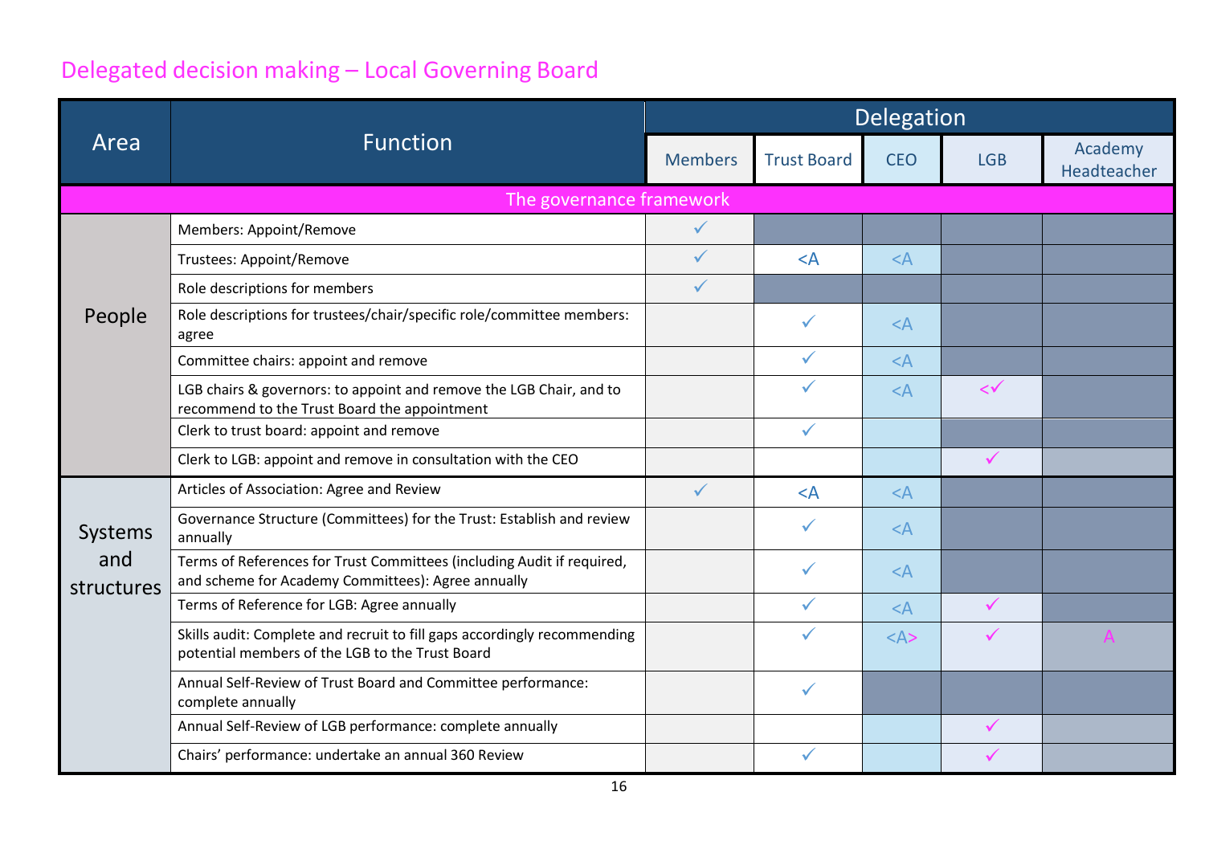## Delegated decision making – Local Governing Board

| Area | Function | Delegation | | | | |
|---|---|---|---|---|---|---|
| | | Members | Trust Board | CEO | LGB | Academy Headteacher |
| **The governance framework** | | | | | | |
| People | Members: Appoint/Remove | ✓ | | | | |
| | Trustees: Appoint/Remove | ✓ | <A | <A | | |
| | Role descriptions for members | ✓ | | | | |
| | Role descriptions for trustees/chair/specific role/committee members: agree | | ✓ | <A | | |
| | Committee chairs: appoint and remove | | ✓ | <A | | |
| | LGB chairs & governors: to appoint and remove the LGB Chair, and to recommend to the Trust Board the appointment | | ✓ | <A | <✓ | |
| | Clerk to trust board: appoint and remove | | ✓ | | | |
| | Clerk to LGB: appoint and remove in consultation with the CEO | | | | ✓ | |
| Systems and structures | Articles of Association: Agree and Review | ✓ | <A | <A | | |
| | Governance Structure (Committees) for the Trust: Establish and review annually | | ✓ | <A | | |
| | Terms of References for Trust Committees (including Audit if required, and scheme for Academy Committees): Agree annually | | ✓ | <A | | |
| | Terms of Reference for LGB: Agree annually | | ✓ | <A | ✓ | |
| | Skills audit: Complete and recruit to fill gaps accordingly recommending potential members of the LGB to the Trust Board | | ✓ | <A> | ✓ | A |
| | Annual Self-Review of Trust Board and Committee performance: complete annually | | ✓ | | | |
| | Annual Self-Review of LGB performance: complete annually | | | | ✓ | |
| | Chairs' performance: undertake an annual 360 Review | | ✓ | | ✓ | |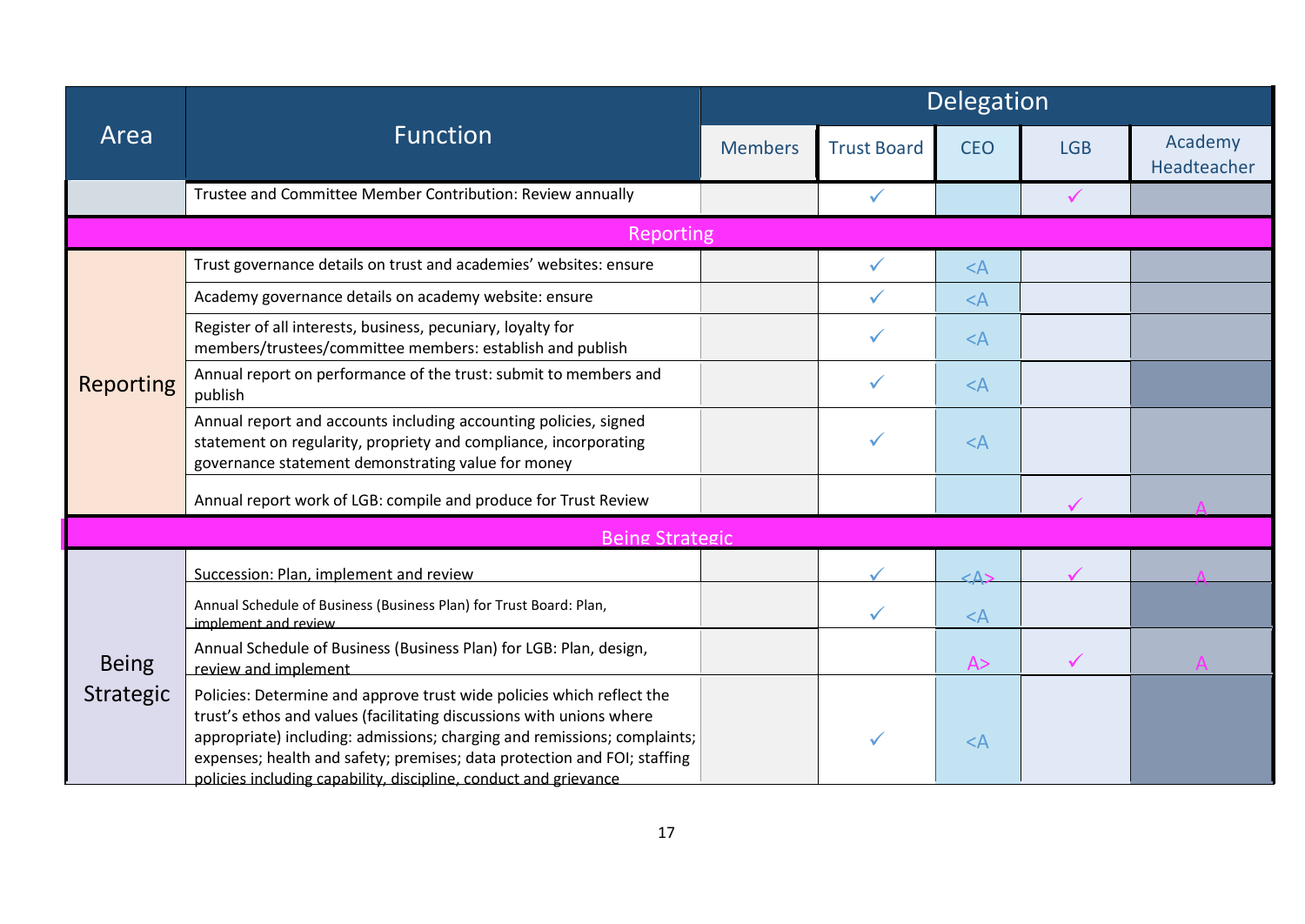| Area | Function | Delegation | | | | |
|---|---|---|---|---|---|---|
| | | Members | Trust Board | CEO | LGB | Academy Headteacher |
| | Trustee and Committee Member Contribution: Review annually | | ✓ | | ✓ | |
| **Reporting** | | | | | | |
| Reporting | Trust governance details on trust and academies' websites: ensure | | ✓ | <A | | |
| | Academy governance details on academy website: ensure | | ✓ | <A | | |
| | Register of all interests, business, pecuniary, loyalty for members/trustees/committee members: establish and publish | | ✓ | <A | | |
| | Annual report on performance of the trust: submit to members and publish | | ✓ | <A | | |
| | Annual report and accounts including accounting policies, signed statement on regularity, propriety and compliance, incorporating governance statement demonstrating value for money | | ✓ | <A | | |
| | Annual report work of LGB: compile and produce for Trust Review | | | | ✓ | A |
| **Being Strategic** | | | | | | |
| Being Strategic | Succession: Plan, implement and review | | ✓ | <A> | ✓ | A |
| | Annual Schedule of Business (Business Plan) for Trust Board: Plan, implement and review | | ✓ | <A | | |
| | Annual Schedule of Business (Business Plan) for LGB: Plan, design, review and implement | | | A> | ✓ | A |
| | Policies: Determine and approve trust wide policies which reflect the trust's ethos and values (facilitating discussions with unions where appropriate) including: admissions; charging and remissions; complaints; expenses; health and safety; premises; data protection and FOI; staffing policies including capability, discipline, conduct and grievance | | ✓ | <A | | |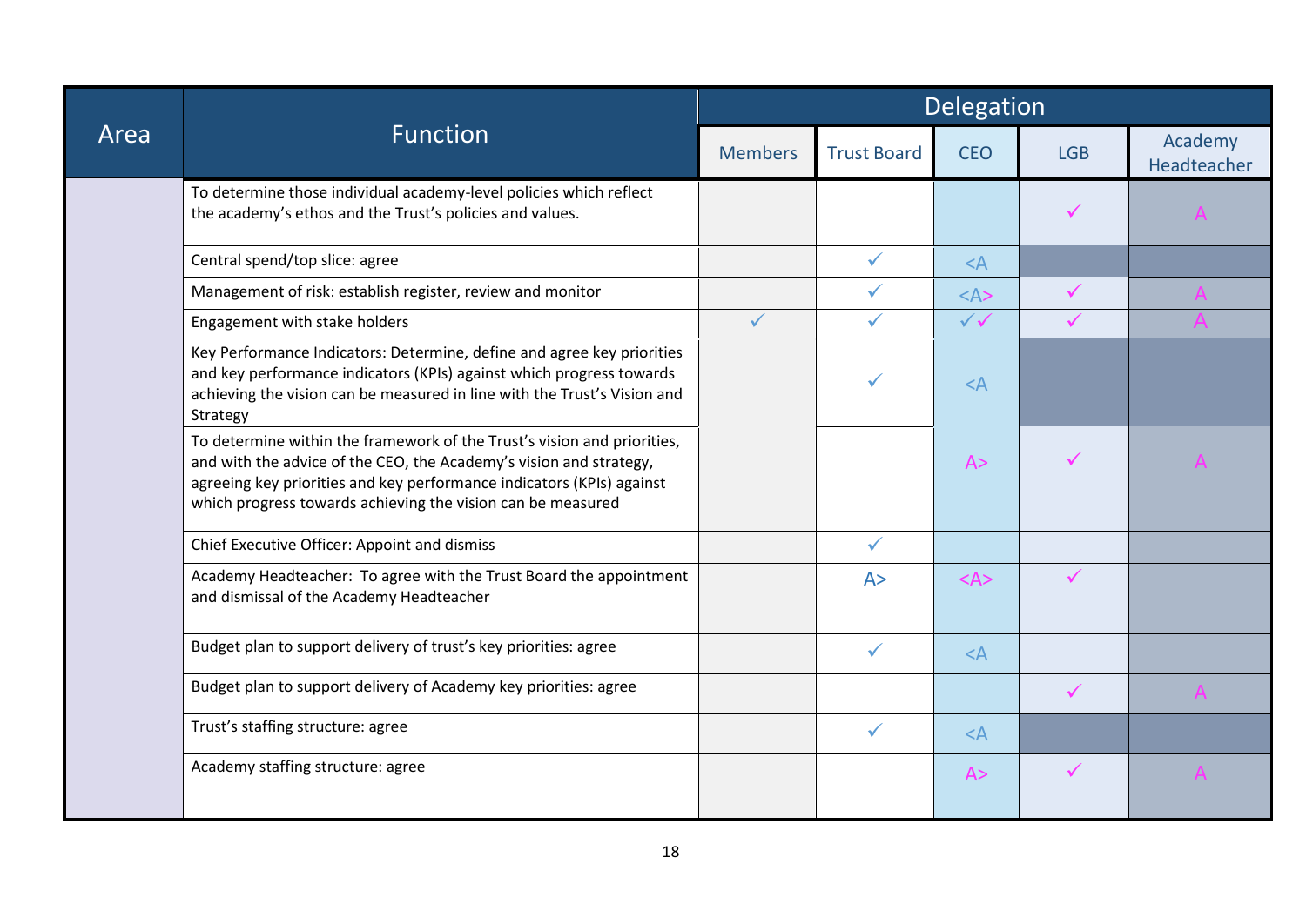| Area | Function | Delegation | | | | |
|---|---|---|---|---|---|---|
| | | Members | Trust Board | CEO | LGB | Academy Headteacher |
| | To determine those individual academy-level policies which reflect the academy's ethos and the Trust's policies and values. | | | | ✓ | A |
| | Central spend/top slice: agree | | ✓ | <A | | |
| | Management of risk: establish register, review and monitor | | ✓ | <A> | ✓ | A |
| | Engagement with stake holders | ✓ | ✓ | ✓✓ | ✓ | A |
| | Key Performance Indicators: Determine, define and agree key priorities and key performance indicators (KPIs) against which progress towards achieving the vision can be measured in line with the Trust's Vision and Strategy | | ✓ | <A | | |
| | To determine within the framework of the Trust's vision and priorities, and with the advice of the CEO, the Academy's vision and strategy, agreeing key priorities and key performance indicators (KPIs) against which progress towards achieving the vision can be measured | | | A> | ✓ | A |
| | Chief Executive Officer: Appoint and dismiss | | ✓ | | | |
| | Academy Headteacher: To agree with the Trust Board the appointment and dismissal of the Academy Headteacher | | A> | <A> | ✓ | |
| | Budget plan to support delivery of trust's key priorities: agree | | ✓ | <A | | |
| | Budget plan to support delivery of Academy key priorities: agree | | | | ✓ | A |
| | Trust's staffing structure: agree | | ✓ | <A | | |
| | Academy staffing structure: agree | | | A> | ✓ | A |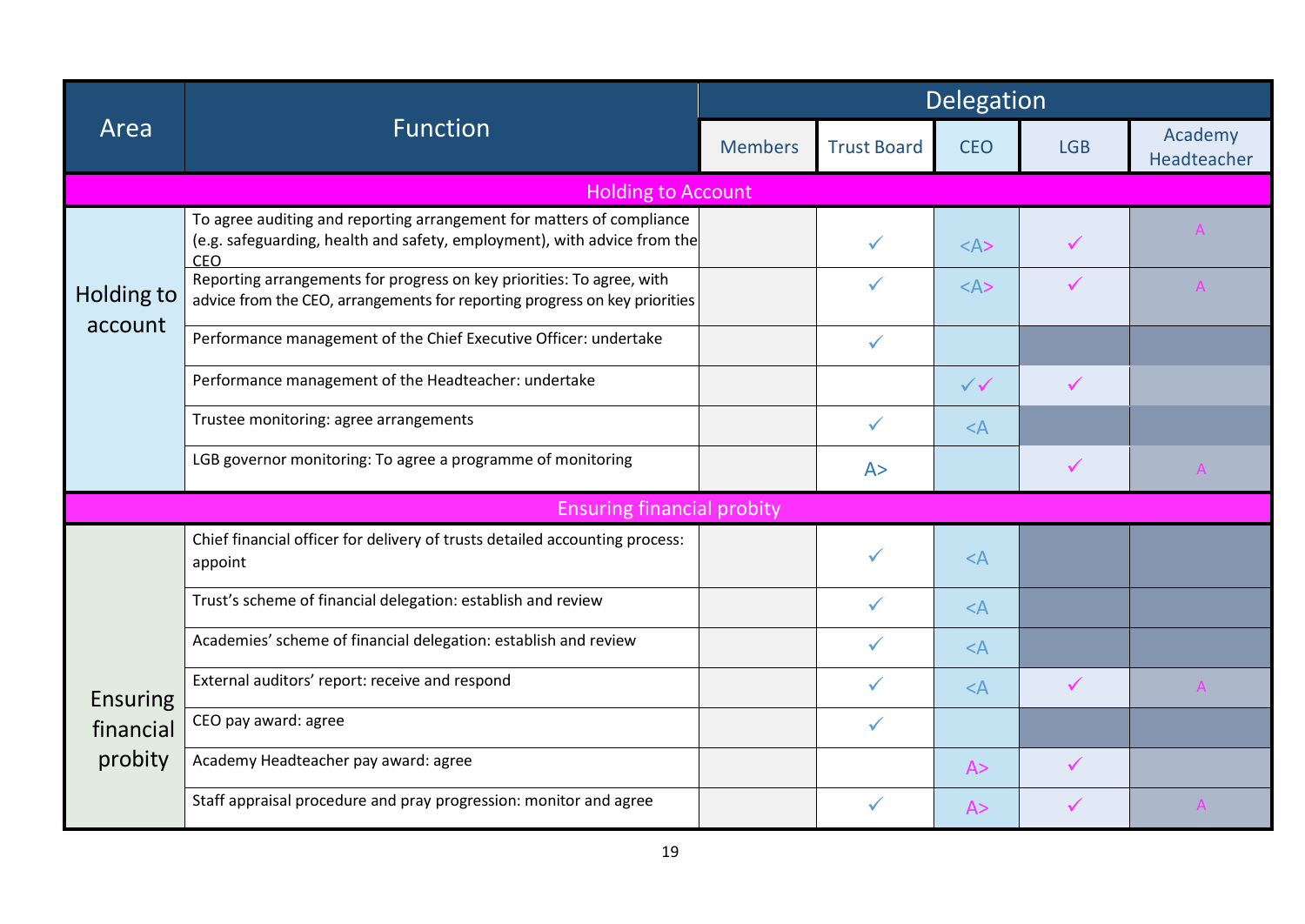| Area | Function | Delegation | | | | |
|---|---|---|---|---|---|---|
| | | Members | Trust Board | CEO | LGB | Academy Headteacher |
| **Holding to Account** | | | | | | |
| Holding to account | To agree auditing and reporting arrangement for matters of compliance (e.g. safeguarding, health and safety, employment), with advice from the CEO | | ✓ | <A> | ✓ | A |
| | Reporting arrangements for progress on key priorities: To agree, with advice from the CEO, arrangements for reporting progress on key priorities | | ✓ | <A> | ✓ | A |
| | Performance management of the Chief Executive Officer: undertake | | ✓ | | | |
| | Performance management of the Headteacher: undertake | | | ✓✓ | ✓ | |
| | Trustee monitoring: agree arrangements | | ✓ | <A | | |
| | LGB governor monitoring: To agree a programme of monitoring | | A> | | ✓ | A |
| **Ensuring financial probity** | | | | | | |
| Ensuring financial probity | Chief financial officer for delivery of trusts detailed accounting process: appoint | | ✓ | <A | | |
| | Trust's scheme of financial delegation: establish and review | | ✓ | <A | | |
| | Academies' scheme of financial delegation: establish and review | | ✓ | <A | | |
| | External auditors' report: receive and respond | | ✓ | <A | ✓ | A |
| | CEO pay award: agree | | ✓ | | | |
| | Academy Headteacher pay award: agree | | | A> | ✓ | |
| | Staff appraisal procedure and pray progression: monitor and agree | | ✓ | A> | ✓ | A |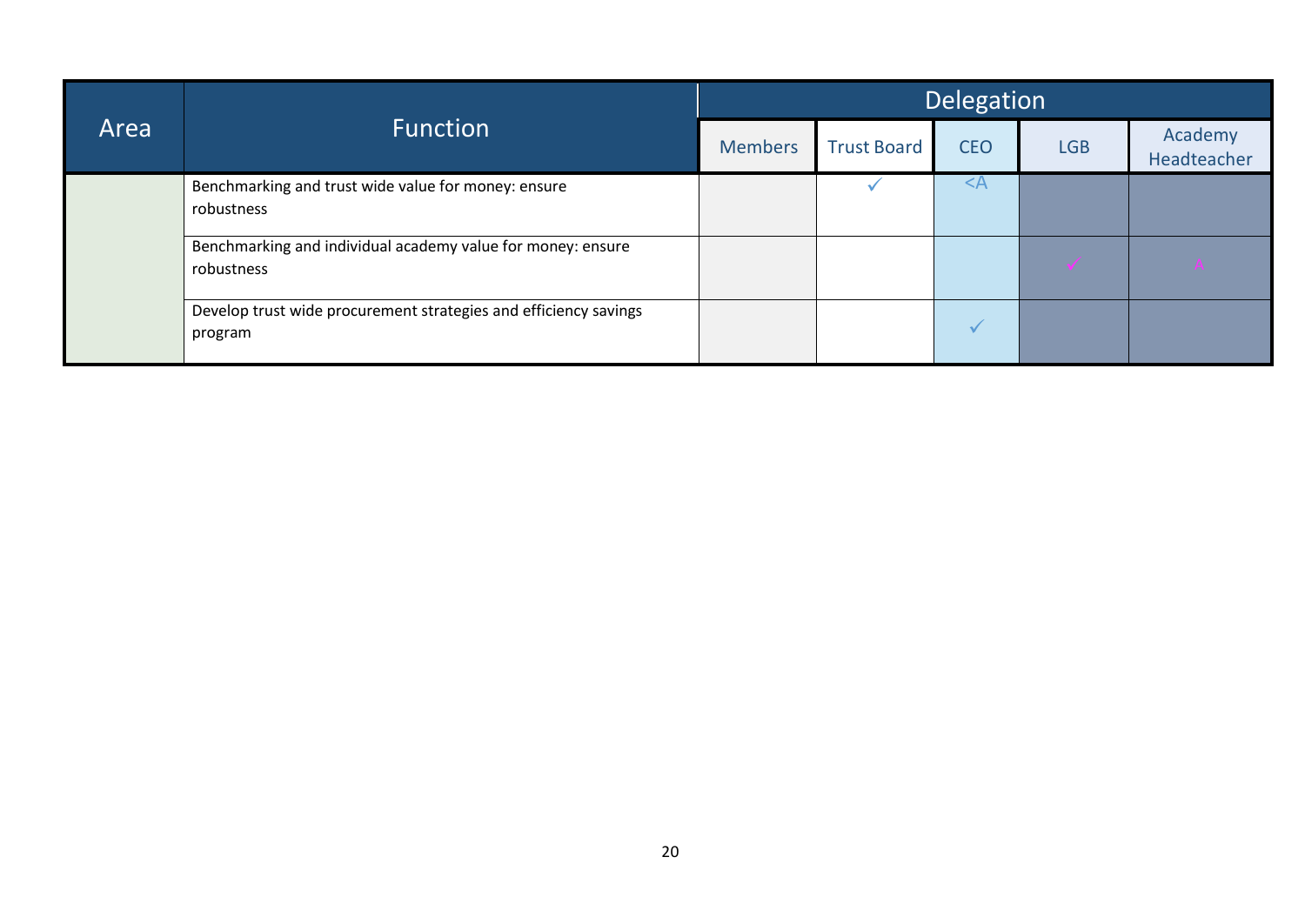| Area | Function | Delegation | | | | |
|---|---|---|---|---|---|---|
| | | Members | Trust Board | CEO | LGB | Academy Headteacher |
| | Benchmarking and trust wide value for money: ensure robustness | | ✓ | <A | | |
| | Benchmarking and individual academy value for money: ensure robustness | | | | ✓ | A |
| | Develop trust wide procurement strategies and efficiency savings program | | | ✓ | | |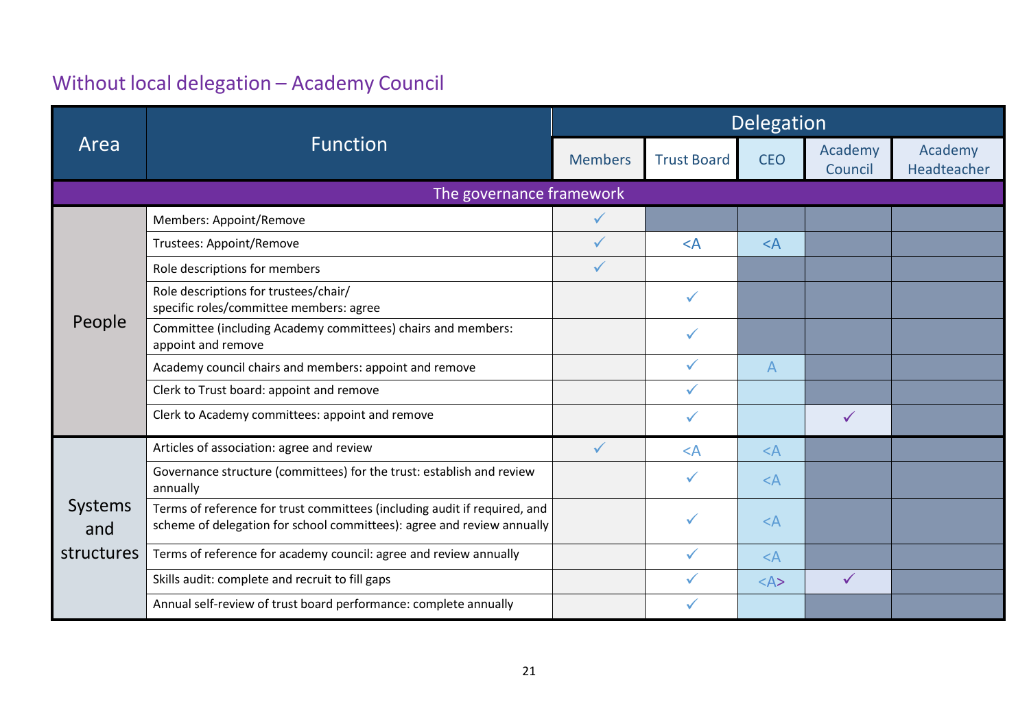## Without local delegation – Academy Council

| Area | Function | Delegation | | | | |
|---|---|---|---|---|---|---|
| | | Members | Trust Board | CEO | Academy Council | Academy Headteacher |
| **The governance framework** | | | | | | |
| People | Members: Appoint/Remove | ✓ | | | | |
| | Trustees: Appoint/Remove | ✓ | <A | <A | | |
| | Role descriptions for members | ✓ | | | | |
| | Role descriptions for trustees/chair/ specific roles/committee members: agree | | ✓ | | | |
| | Committee (including Academy committees) chairs and members: appoint and remove | | ✓ | | | |
| | Academy council chairs and members: appoint and remove | | ✓ | A | | |
| | Clerk to Trust board: appoint and remove | | ✓ | | | |
| | Clerk to Academy committees: appoint and remove | | ✓ | | ✓ | |
| Systems and structures | Articles of association: agree and review | ✓ | <A | <A | | |
| | Governance structure (committees) for the trust: establish and review annually | | ✓ | <A | | |
| | Terms of reference for trust committees (including audit if required, and scheme of delegation for school committees): agree and review annually | | ✓ | <A | | |
| | Terms of reference for academy council: agree and review annually | | ✓ | <A | | |
| | Skills audit: complete and recruit to fill gaps | | ✓ | <A> | ✓ | |
| | Annual self-review of trust board performance: complete annually | | ✓ | | | |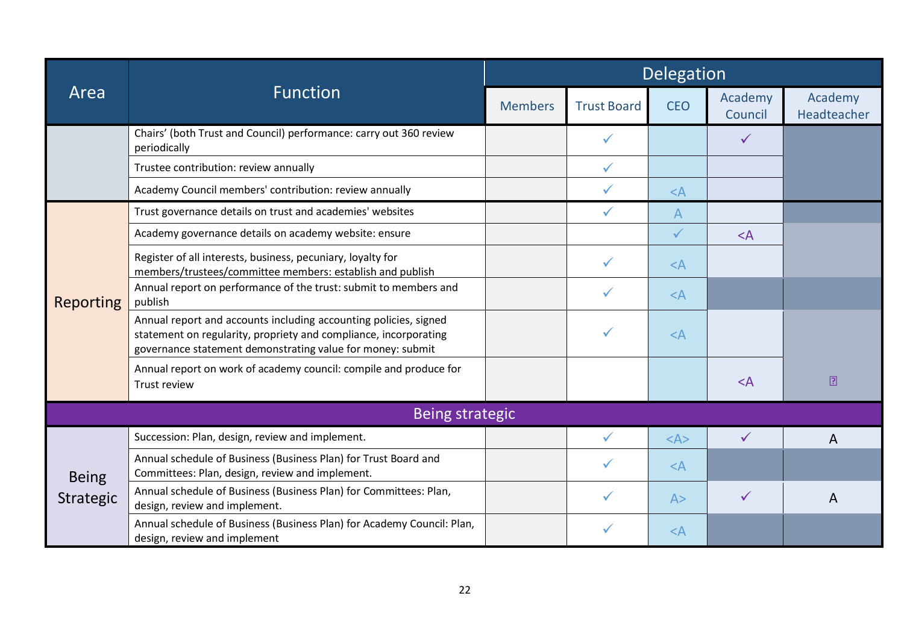| Area | Function | Delegation | | | | |
|---|---|---|---|---|---|---|
| | | Members | Trust Board | CEO | Academy Council | Academy Headteacher |
| | Chairs' (both Trust and Council) performance: carry out 360 review periodically | | ✓ | | ✓ | |
| | Trustee contribution: review annually | | ✓ | | | |
| | Academy Council members' contribution: review annually | | ✓ | <A | | |
| Reporting | Trust governance details on trust and academies' websites | | ✓ | A | | |
| | Academy governance details on academy website: ensure | | | ✓ | <A | |
| | Register of all interests, business, pecuniary, loyalty for members/trustees/committee members: establish and publish | | ✓ | <A | | |
| | Annual report on performance of the trust: submit to members and publish | | ✓ | <A | | |
| | Annual report and accounts including accounting policies, signed statement on regularity, propriety and compliance, incorporating governance statement demonstrating value for money: submit | | ✓ | <A | | |
| | Annual report on work of academy council: compile and produce for Trust review | | | | <A | ? |
| **Being strategic** | | | | | | |
| Being Strategic | Succession: Plan, design, review and implement. | | ✓ | <A> | ✓ | A |
| | Annual schedule of Business (Business Plan) for Trust Board and Committees: Plan, design, review and implement. | | ✓ | <A | | |
| | Annual schedule of Business (Business Plan) for Committees: Plan, design, review and implement. | | ✓ | A> | ✓ | A |
| | Annual schedule of Business (Business Plan) for Academy Council: Plan, design, review and implement | | ✓ | <A | | |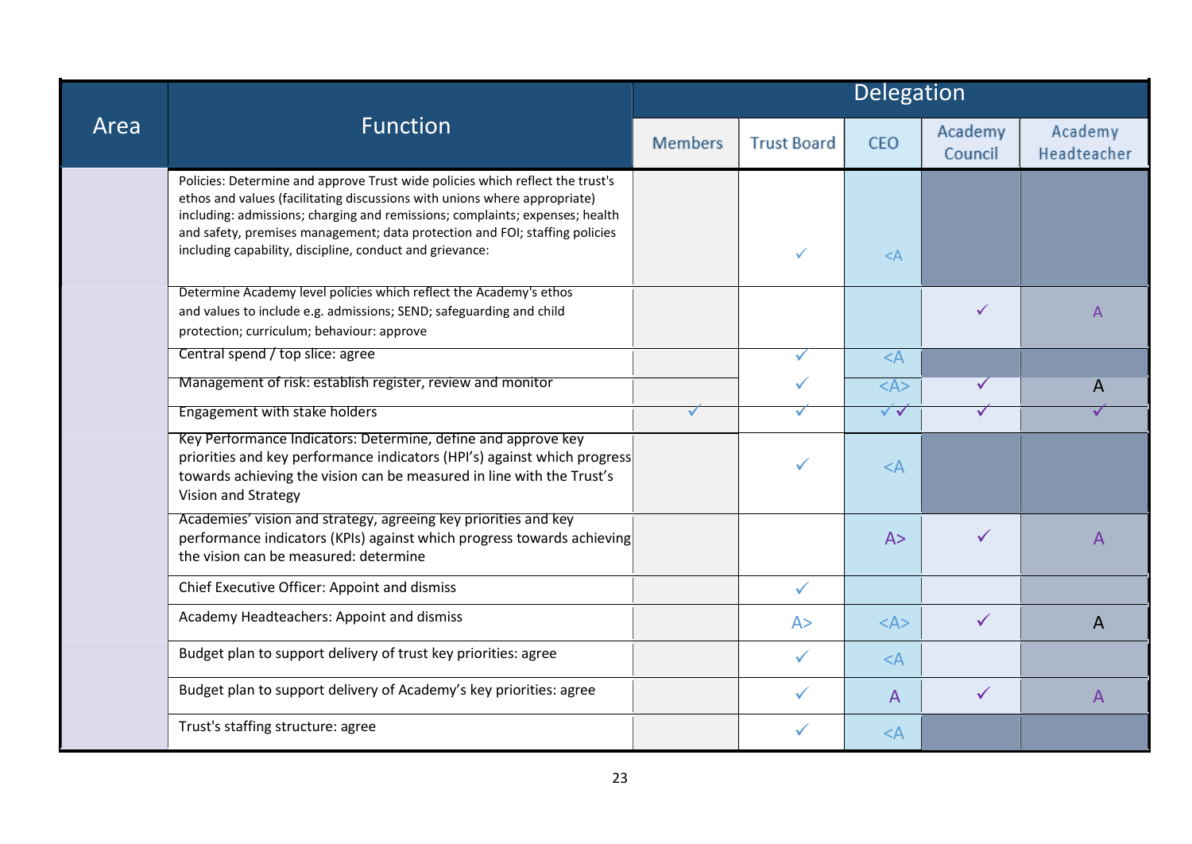| Area | Function | Delegation | | | | |
|---|---|---|---|---|---|---|
| | | Members | Trust Board | CEO | Academy Council | Academy Headteacher |
| | Policies: Determine and approve Trust wide policies which reflect the trust's ethos and values (facilitating discussions with unions where appropriate) including: admissions; charging and remissions; complaints; expenses; health and safety, premises management; data protection and FOI; staffing policies including capability, discipline, conduct and grievance: | | ✓ | <A | | |
| | Determine Academy level policies which reflect the Academy's ethos and values to include e.g. admissions; SEND; safeguarding and child protection; curriculum; behaviour: approve | | | | ✓ | A |
| | Central spend / top slice: agree | | ✓ | <A | | |
| | Management of risk: establish register, review and monitor | | ✓ | <A> | ✓ | A |
| | Engagement with stake holders | ✓ | ✓ | ✓✓ | ✓ | ✓ |
| | Key Performance Indicators: Determine, define and approve key priorities and key performance indicators (HPI's) against which progress towards achieving the vision can be measured in line with the Trust's Vision and Strategy | | ✓ | <A | | |
| | Academies' vision and strategy, agreeing key priorities and key performance indicators (KPIs) against which progress towards achieving the vision can be measured: determine | | | A> | ✓ | A |
| | Chief Executive Officer: Appoint and dismiss | | ✓ | | | |
| | Academy Headteachers: Appoint and dismiss | | A> | <A> | ✓ | A |
| | Budget plan to support delivery of trust key priorities: agree | | ✓ | <A | | |
| | Budget plan to support delivery of Academy's key priorities: agree | | ✓ | A | ✓ | A |
| | Trust's staffing structure: agree | | ✓ | <A | | |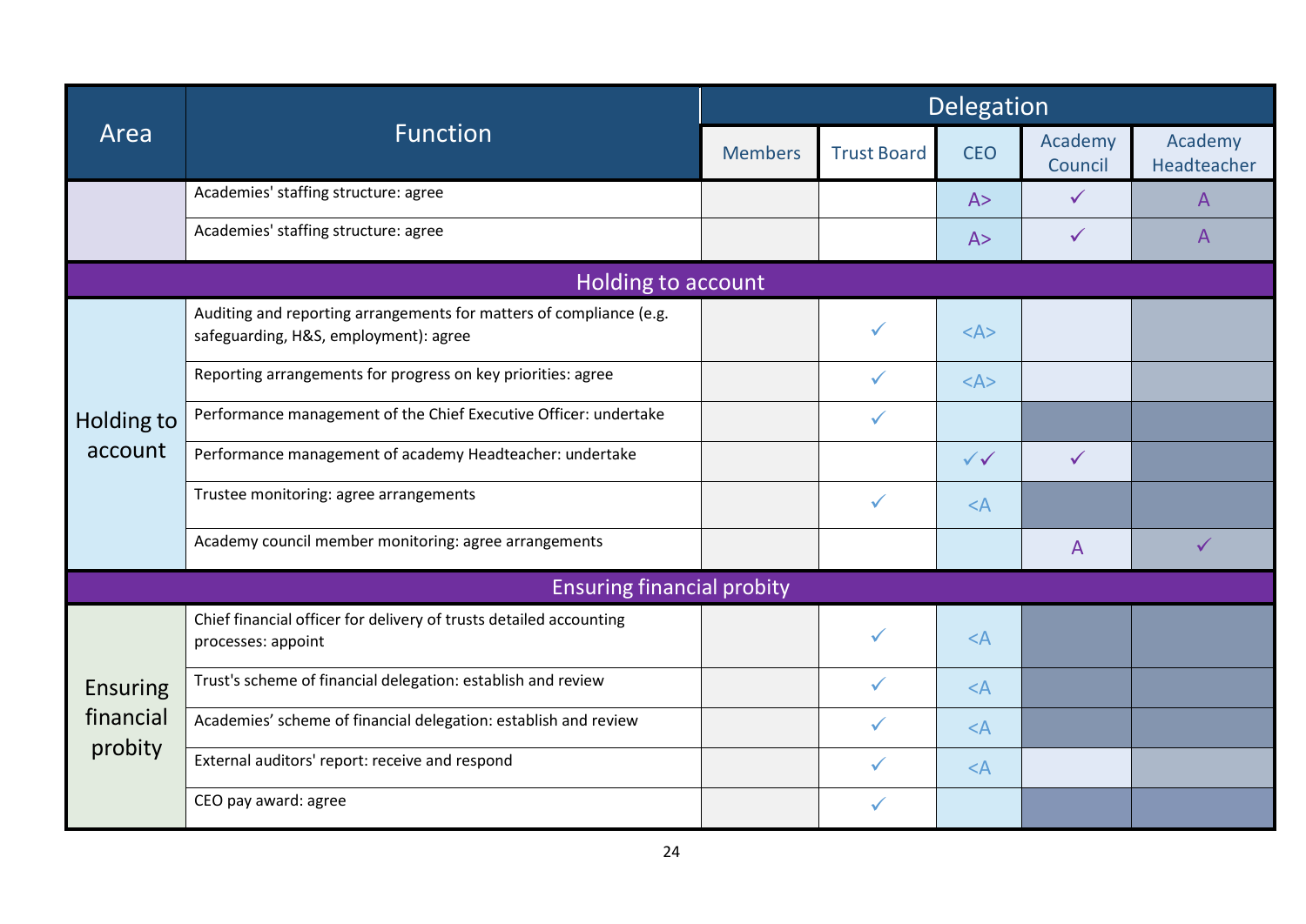| Area | Function | Delegation | | | | |
|---|---|---|---|---|---|---|
| | | Members | Trust Board | CEO | Academy Council | Academy Headteacher |
| | Academies' staffing structure: agree | | | A> | ✓ | A |
| | Academies' staffing structure: agree | | | A> | ✓ | A |
| **Holding to account** | | | | | | |
| Holding to account | Auditing and reporting arrangements for matters of compliance (e.g. safeguarding, H&S, employment): agree | | ✓ | <A> | | |
| | Reporting arrangements for progress on key priorities: agree | | ✓ | <A> | | |
| | Performance management of the Chief Executive Officer: undertake | | ✓ | | | |
| | Performance management of academy Headteacher: undertake | | | ✓✓ | ✓ | |
| | Trustee monitoring: agree arrangements | | ✓ | <A | | |
| | Academy council member monitoring: agree arrangements | | | | A | ✓ |
| **Ensuring financial probity** | | | | | | |
| Ensuring financial probity | Chief financial officer for delivery of trusts detailed accounting processes: appoint | | ✓ | <A | | |
| | Trust's scheme of financial delegation: establish and review | | ✓ | <A | | |
| | Academies' scheme of financial delegation: establish and review | | ✓ | <A | | |
| | External auditors' report: receive and respond | | ✓ | <A | | |
| | CEO pay award: agree | | ✓ | | | |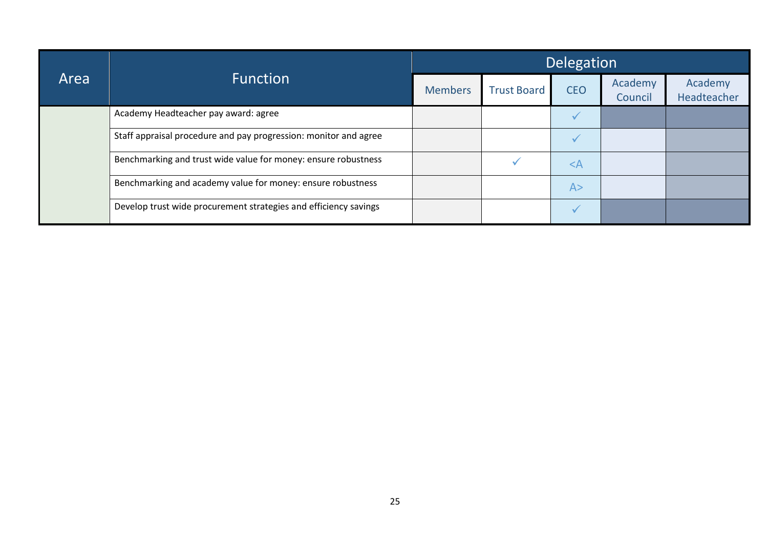| Area | Function | Delegation | | | | |
|---|---|---|---|---|---|---|
| | | Members | Trust Board | CEO | Academy Council | Academy Headteacher |
| | Academy Headteacher pay award: agree | | | ✓ | | |
| | Staff appraisal procedure and pay progression: monitor and agree | | | ✓ | | |
| | Benchmarking and trust wide value for money: ensure robustness | | ✓ | <A | | |
| | Benchmarking and academy value for money: ensure robustness | | | A> | | |
| | Develop trust wide procurement strategies and efficiency savings | | | ✓ | | |